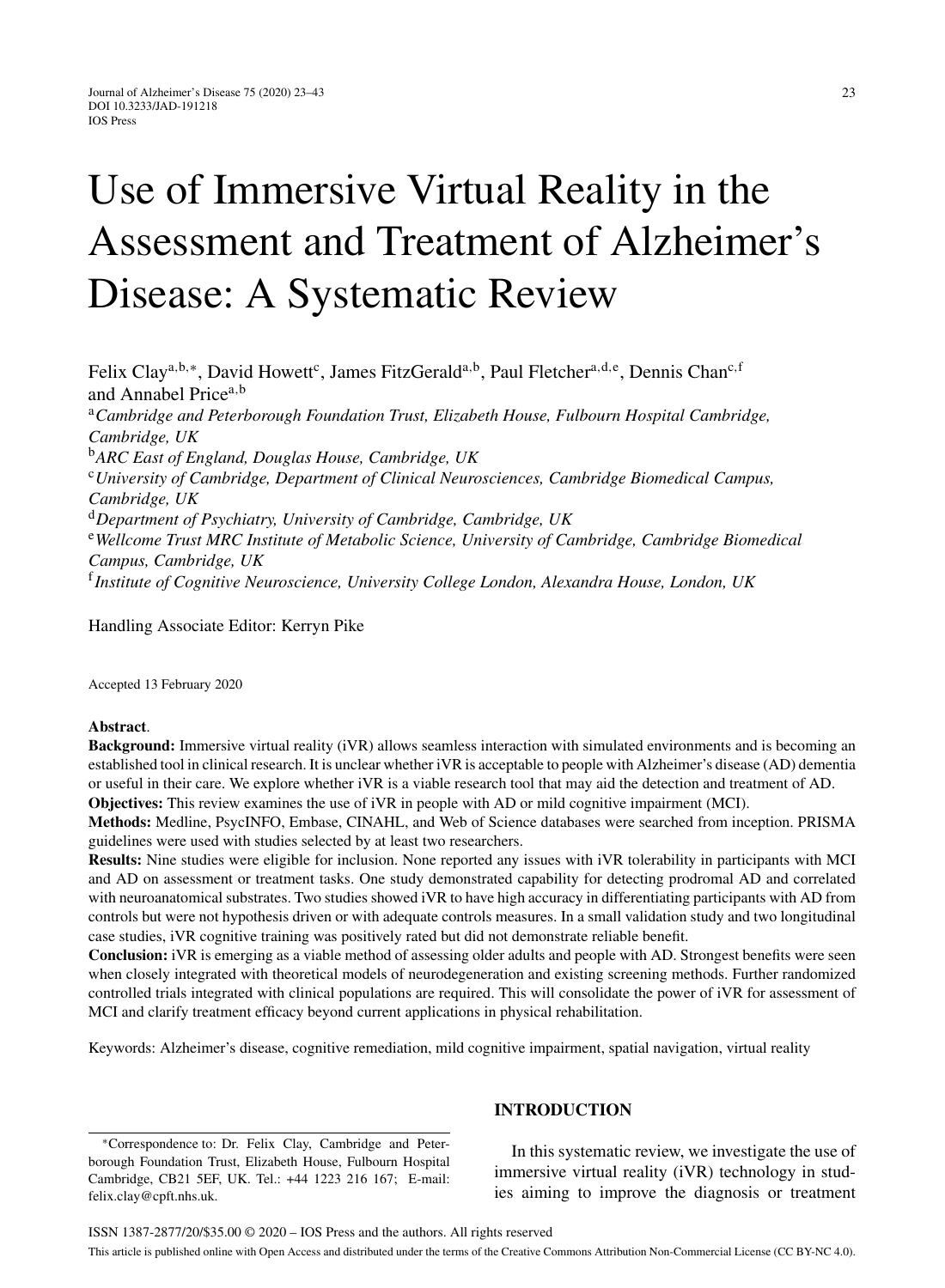# Use of Immersive Virtual Reality in the Assessment and Treatment of Alzheimer's Disease: A Systematic Review

Felix Clay[a,b,*], David Howett[c], James FitzGerald[a,b], Paul Fletcher[a,d,e], Dennis Chan[c,f] and Annabel Price[a,b]

[a] *Cambridge and Peterborough Foundation Trust, Elizabeth House, Fulbourn Hospital Cambridge, Cambridge, UK*

[b] *ARC East of England, Douglas House, Cambridge, UK*

[c] *University of Cambridge, Department of Clinical Neurosciences, Cambridge Biomedical Campus, Cambridge, UK*

[d] *Department of Psychiatry, University of Cambridge, Cambridge, UK*

[e] *Wellcome Trust MRC Institute of Metabolic Science, University of Cambridge, Cambridge Biomedical Campus, Cambridge, UK*

[f] *Institute of Cognitive Neuroscience, University College London, Alexandra House, London, UK*

Handling Associate Editor: Kerryn Pike

Accepted 13 February 2020

**Abstract**.

**Background:** Immersive virtual reality (iVR) allows seamless interaction with simulated environments and is becoming an established tool in clinical research. It is unclear whether iVR is acceptable to people with Alzheimer's disease (AD) dementia or useful in their care. We explore whether iVR is a viable research tool that may aid the detection and treatment of AD.

**Objectives:** This review examines the use of iVR in people with AD or mild cognitive impairment (MCI).

**Methods:** Medline, PsycINFO, Embase, CINAHL, and Web of Science databases were searched from inception. PRISMA guidelines were used with studies selected by at least two researchers.

**Results:** Nine studies were eligible for inclusion. None reported any issues with iVR tolerability in participants with MCI and AD on assessment or treatment tasks. One study demonstrated capability for detecting prodromal AD and correlated with neuroanatomical substrates. Two studies showed iVR to have high accuracy in differentiating participants with AD from controls but were not hypothesis driven or with adequate controls measures. In a small validation study and two longitudinal case studies, iVR cognitive training was positively rated but did not demonstrate reliable benefit.

**Conclusion:** iVR is emerging as a viable method of assessing older adults and people with AD. Strongest benefits were seen when closely integrated with theoretical models of neurodegeneration and existing screening methods. Further randomized controlled trials integrated with clinical populations are required. This will consolidate the power of iVR for assessment of MCI and clarify treatment efficacy beyond current applications in physical rehabilitation.

Keywords: Alzheimer's disease, cognitive remediation, mild cognitive impairment, spatial navigation, virtual reality

## INTRODUCTION

In this systematic review, we investigate the use of immersive virtual reality (iVR) technology in studies aiming to improve the diagnosis or treatment

*Correspondence to: Dr. Felix Clay, Cambridge and Peterborough Foundation Trust, Elizabeth House, Fulbourn Hospital Cambridge, CB21 5EF, UK. Tel.: +44 1223 216 167; E-mail: felix.clay@cpft.nhs.uk.

ISSN 1387-2877/20/$35.00 © 2020 – IOS Press and the authors. All rights reserved

This article is published online with Open Access and distributed under the terms of the Creative Commons Attribution Non-Commercial License (CC BY-NC 4.0).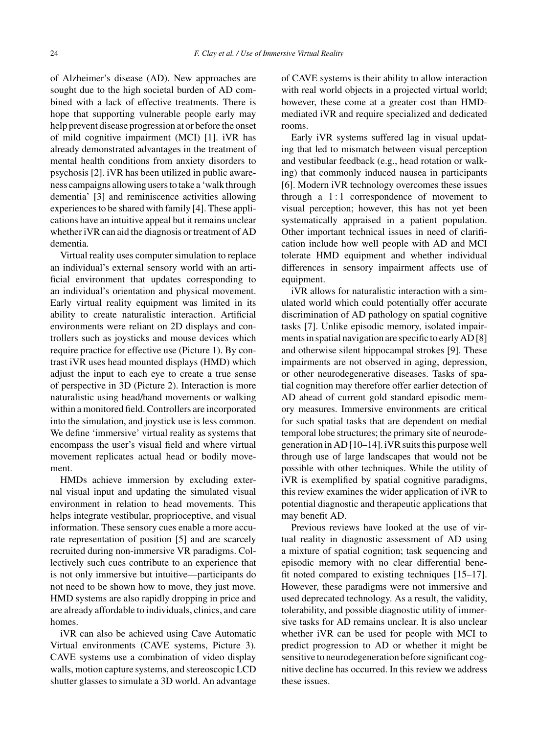of Alzheimer's disease (AD). New approaches are sought due to the high societal burden of AD combined with a lack of effective treatments. There is hope that supporting vulnerable people early may help prevent disease progression at or before the onset of mild cognitive impairment (MCI) [1]. iVR has already demonstrated advantages in the treatment of mental health conditions from anxiety disorders to psychosis [2]. iVR has been utilized in public awareness campaigns allowing users to take a 'walk through dementia' [3] and reminiscence activities allowing experiences to be shared with family [4]. These applications have an intuitive appeal but it remains unclear whether iVR can aid the diagnosis or treatment of AD dementia.

Virtual reality uses computer simulation to replace an individual's external sensory world with an artificial environment that updates corresponding to an individual's orientation and physical movement. Early virtual reality equipment was limited in its ability to create naturalistic interaction. Artificial environments were reliant on 2D displays and controllers such as joysticks and mouse devices which require practice for effective use (Picture 1). By contrast iVR uses head mounted displays (HMD) which adjust the input to each eye to create a true sense of perspective in 3D (Picture 2). Interaction is more naturalistic using head/hand movements or walking within a monitored field. Controllers are incorporated into the simulation, and joystick use is less common. We define 'immersive' virtual reality as systems that encompass the user's visual field and where virtual movement replicates actual head or bodily movement.

HMDs achieve immersion by excluding external visual input and updating the simulated visual environment in relation to head movements. This helps integrate vestibular, proprioceptive, and visual information. These sensory cues enable a more accurate representation of position [5] and are scarcely recruited during non-immersive VR paradigms. Collectively such cues contribute to an experience that is not only immersive but intuitive—participants do not need to be shown how to move, they just move. HMD systems are also rapidly dropping in price and are already affordable to individuals, clinics, and care homes.

iVR can also be achieved using Cave Automatic Virtual environments (CAVE systems, Picture 3). CAVE systems use a combination of video display walls, motion capture systems, and stereoscopic LCD shutter glasses to simulate a 3D world. An advantage of CAVE systems is their ability to allow interaction with real world objects in a projected virtual world; however, these come at a greater cost than HMD-mediated iVR and require specialized and dedicated rooms.

Early iVR systems suffered lag in visual updating that led to mismatch between visual perception and vestibular feedback (e.g., head rotation or walking) that commonly induced nausea in participants [6]. Modern iVR technology overcomes these issues through a 1 : 1 correspondence of movement to visual perception; however, this has not yet been systematically appraised in a patient population. Other important technical issues in need of clarification include how well people with AD and MCI tolerate HMD equipment and whether individual differences in sensory impairment affects use of equipment.

iVR allows for naturalistic interaction with a simulated world which could potentially offer accurate discrimination of AD pathology on spatial cognitive tasks [7]. Unlike episodic memory, isolated impairments in spatial navigation are specific to early AD [8] and otherwise silent hippocampal strokes [9]. These impairments are not observed in aging, depression, or other neurodegenerative diseases. Tasks of spatial cognition may therefore offer earlier detection of AD ahead of current gold standard episodic memory measures. Immersive environments are critical for such spatial tasks that are dependent on medial temporal lobe structures; the primary site of neurodegeneration in AD [10–14]. iVR suits this purpose well through use of large landscapes that would not be possible with other techniques. While the utility of iVR is exemplified by spatial cognitive paradigms, this review examines the wider application of iVR to potential diagnostic and therapeutic applications that may benefit AD.

Previous reviews have looked at the use of virtual reality in diagnostic assessment of AD using a mixture of spatial cognition; task sequencing and episodic memory with no clear differential benefit noted compared to existing techniques [15–17]. However, these paradigms were not immersive and used deprecated technology. As a result, the validity, tolerability, and possible diagnostic utility of immersive tasks for AD remains unclear. It is also unclear whether iVR can be used for people with MCI to predict progression to AD or whether it might be sensitive to neurodegeneration before significant cognitive decline has occurred. In this review we address these issues.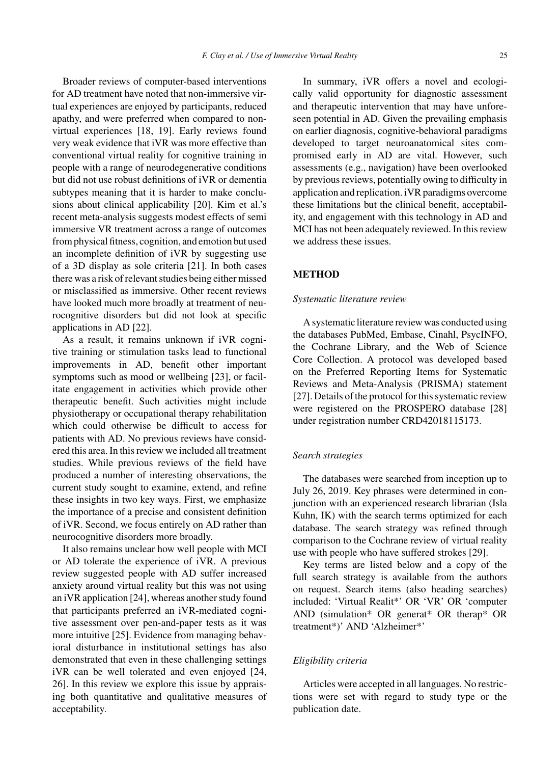Broader reviews of computer-based interventions for AD treatment have noted that non-immersive virtual experiences are enjoyed by participants, reduced apathy, and were preferred when compared to non-virtual experiences [18, 19]. Early reviews found very weak evidence that iVR was more effective than conventional virtual reality for cognitive training in people with a range of neurodegenerative conditions but did not use robust definitions of iVR or dementia subtypes meaning that it is harder to make conclusions about clinical applicability [20]. Kim et al.'s recent meta-analysis suggests modest effects of semi immersive VR treatment across a range of outcomes from physical fitness, cognition, and emotion but used an incomplete definition of iVR by suggesting use of a 3D display as sole criteria [21]. In both cases there was a risk of relevant studies being either missed or misclassified as immersive. Other recent reviews have looked much more broadly at treatment of neurocognitive disorders but did not look at specific applications in AD [22].

As a result, it remains unknown if iVR cognitive training or stimulation tasks lead to functional improvements in AD, benefit other important symptoms such as mood or wellbeing [23], or facilitate engagement in activities which provide other therapeutic benefit. Such activities might include physiotherapy or occupational therapy rehabilitation which could otherwise be difficult to access for patients with AD. No previous reviews have considered this area. In this review we included all treatment studies. While previous reviews of the field have produced a number of interesting observations, the current study sought to examine, extend, and refine these insights in two key ways. First, we emphasize the importance of a precise and consistent definition of iVR. Second, we focus entirely on AD rather than neurocognitive disorders more broadly.

It also remains unclear how well people with MCI or AD tolerate the experience of iVR. A previous review suggested people with AD suffer increased anxiety around virtual reality but this was not using an iVR application [24], whereas another study found that participants preferred an iVR-mediated cognitive assessment over pen-and-paper tests as it was more intuitive [25]. Evidence from managing behavioral disturbance in institutional settings has also demonstrated that even in these challenging settings iVR can be well tolerated and even enjoyed [24, 26]. In this review we explore this issue by appraising both quantitative and qualitative measures of acceptability.

In summary, iVR offers a novel and ecologically valid opportunity for diagnostic assessment and therapeutic intervention that may have unforeseen potential in AD. Given the prevailing emphasis on earlier diagnosis, cognitive-behavioral paradigms developed to target neuroanatomical sites compromised early in AD are vital. However, such assessments (e.g., navigation) have been overlooked by previous reviews, potentially owing to difficulty in application and replication. iVR paradigms overcome these limitations but the clinical benefit, acceptability, and engagement with this technology in AD and MCI has not been adequately reviewed. In this review we address these issues.

## METHOD

### *Systematic literature review*

A systematic literature review was conducted using the databases PubMed, Embase, Cinahl, PsycINFO, the Cochrane Library, and the Web of Science Core Collection. A protocol was developed based on the Preferred Reporting Items for Systematic Reviews and Meta-Analysis (PRISMA) statement [27]. Details of the protocol for this systematic review were registered on the PROSPERO database [28] under registration number CRD42018115173.

### *Search strategies*

The databases were searched from inception up to July 26, 2019. Key phrases were determined in conjunction with an experienced research librarian (Isla Kuhn, IK) with the search terms optimized for each database. The search strategy was refined through comparison to the Cochrane review of virtual reality use with people who have suffered strokes [29].

Key terms are listed below and a copy of the full search strategy is available from the authors on request. Search items (also heading searches) included: 'Virtual Realit*' OR 'VR' OR 'computer AND (simulation* OR generat* OR therap* OR treatment*)' AND 'Alzheimer*'

### *Eligibility criteria*

Articles were accepted in all languages. No restrictions were set with regard to study type or the publication date.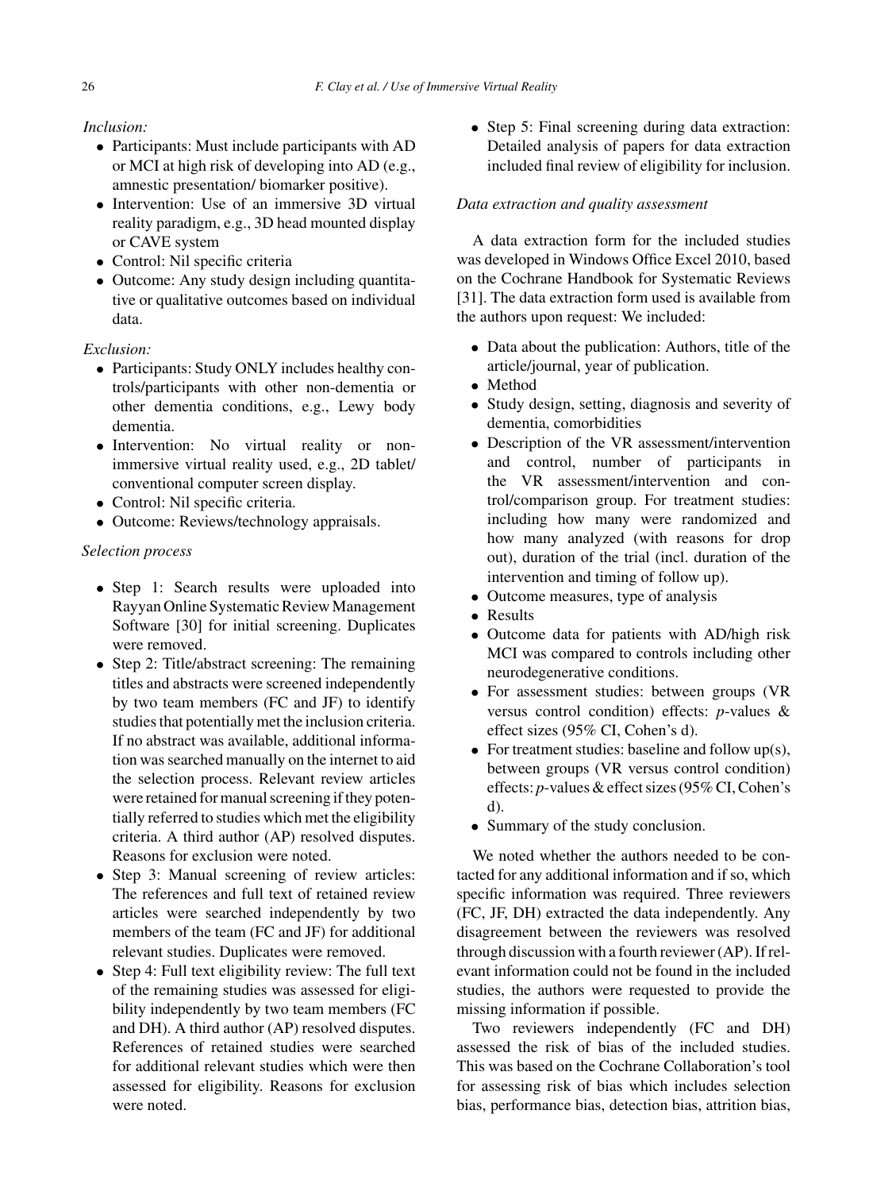*Inclusion:*

- Participants: Must include participants with AD or MCI at high risk of developing into AD (e.g., amnestic presentation/ biomarker positive).
- Intervention: Use of an immersive 3D virtual reality paradigm, e.g., 3D head mounted display or CAVE system
- Control: Nil specific criteria
- Outcome: Any study design including quantitative or qualitative outcomes based on individual data.

*Exclusion:*

- Participants: Study ONLY includes healthy controls/participants with other non-dementia or other dementia conditions, e.g., Lewy body dementia.
- Intervention: No virtual reality or non-immersive virtual reality used, e.g., 2D tablet/ conventional computer screen display.
- Control: Nil specific criteria.
- Outcome: Reviews/technology appraisals.

*Selection process*

- Step 1: Search results were uploaded into Rayyan Online Systematic Review Management Software [30] for initial screening. Duplicates were removed.
- Step 2: Title/abstract screening: The remaining titles and abstracts were screened independently by two team members (FC and JF) to identify studies that potentially met the inclusion criteria. If no abstract was available, additional information was searched manually on the internet to aid the selection process. Relevant review articles were retained for manual screening if they potentially referred to studies which met the eligibility criteria. A third author (AP) resolved disputes. Reasons for exclusion were noted.
- Step 3: Manual screening of review articles: The references and full text of retained review articles were searched independently by two members of the team (FC and JF) for additional relevant studies. Duplicates were removed.
- Step 4: Full text eligibility review: The full text of the remaining studies was assessed for eligibility independently by two team members (FC and DH). A third author (AP) resolved disputes. References of retained studies were searched for additional relevant studies which were then assessed for eligibility. Reasons for exclusion were noted.
- Step 5: Final screening during data extraction: Detailed analysis of papers for data extraction included final review of eligibility for inclusion.

*Data extraction and quality assessment*

A data extraction form for the included studies was developed in Windows Office Excel 2010, based on the Cochrane Handbook for Systematic Reviews [31]. The data extraction form used is available from the authors upon request: We included:

- Data about the publication: Authors, title of the article/journal, year of publication.
- Method
- Study design, setting, diagnosis and severity of dementia, comorbidities
- Description of the VR assessment/intervention and control, number of participants in the VR assessment/intervention and control/comparison group. For treatment studies: including how many were randomized and how many analyzed (with reasons for drop out), duration of the trial (incl. duration of the intervention and timing of follow up).
- Outcome measures, type of analysis
- Results
- Outcome data for patients with AD/high risk MCI was compared to controls including other neurodegenerative conditions.
- For assessment studies: between groups (VR versus control condition) effects: *p*-values & effect sizes (95% CI, Cohen's d).
- For treatment studies: baseline and follow up(s), between groups (VR versus control condition) effects: *p*-values & effect sizes (95% CI, Cohen's d).
- Summary of the study conclusion.

We noted whether the authors needed to be contacted for any additional information and if so, which specific information was required. Three reviewers (FC, JF, DH) extracted the data independently. Any disagreement between the reviewers was resolved through discussion with a fourth reviewer (AP). If relevant information could not be found in the included studies, the authors were requested to provide the missing information if possible.

Two reviewers independently (FC and DH) assessed the risk of bias of the included studies. This was based on the Cochrane Collaboration's tool for assessing risk of bias which includes selection bias, performance bias, detection bias, attrition bias,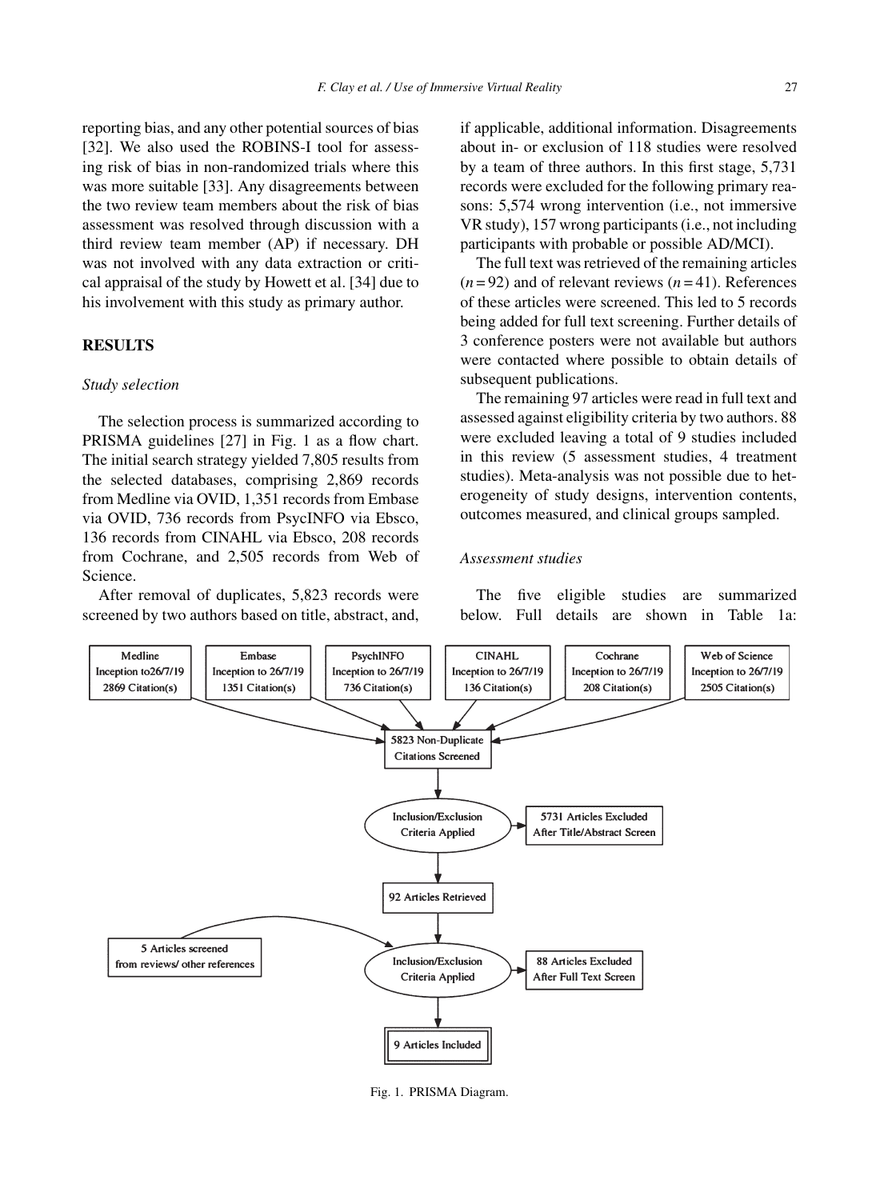reporting bias, and any other potential sources of bias [32]. We also used the ROBINS-I tool for assessing risk of bias in non-randomized trials where this was more suitable [33]. Any disagreements between the two review team members about the risk of bias assessment was resolved through discussion with a third review team member (AP) if necessary. DH was not involved with any data extraction or critical appraisal of the study by Howett et al. [34] due to his involvement with this study as primary author.

## RESULTS

### *Study selection*

The selection process is summarized according to PRISMA guidelines [27] in Fig. 1 as a flow chart. The initial search strategy yielded 7,805 results from the selected databases, comprising 2,869 records from Medline via OVID, 1,351 records from Embase via OVID, 736 records from PsycINFO via Ebsco, 136 records from CINAHL via Ebsco, 208 records from Cochrane, and 2,505 records from Web of Science.

After removal of duplicates, 5,823 records were screened by two authors based on title, abstract, and, if applicable, additional information. Disagreements about in- or exclusion of 118 studies were resolved by a team of three authors. In this first stage, 5,731 records were excluded for the following primary reasons: 5,574 wrong intervention (i.e., not immersive VR study), 157 wrong participants (i.e., not including participants with probable or possible AD/MCI).

The full text was retrieved of the remaining articles ($n = 92$) and of relevant reviews ($n = 41$). References of these articles were screened. This led to 5 records being added for full text screening. Further details of 3 conference posters were not available but authors were contacted where possible to obtain details of subsequent publications.

The remaining 97 articles were read in full text and assessed against eligibility criteria by two authors. 88 were excluded leaving a total of 9 studies included in this review (5 assessment studies, 4 treatment studies). Meta-analysis was not possible due to heterogeneity of study designs, intervention contents, outcomes measured, and clinical groups sampled.

### *Assessment studies*

The five eligible studies are summarized below. Full details are shown in Table 1a:

Medline
Inception to26/7/19
2869 Citation(s)

Embase
Inception to 26/7/19
1351 Citation(s)

PsychINFO
Inception to 26/7/19
736 Citation(s)

CINAHL
Inception to 26/7/19
136 Citation(s)

Cochrane
Inception to 26/7/19
208 Citation(s)

Web of Science
Inception to 26/7/19
2505 Citation(s)

5823 Non-Duplicate
Citations Screened

Inclusion/Exclusion
Criteria Applied

5731 Articles Excluded
After Title/Abstract Screen

92 Articles Retrieved

5 Articles screened
from reviews/ other references

Inclusion/Exclusion
Criteria Applied

88 Articles Excluded
After Full Text Screen

9 Articles Included

Fig. 1. PRISMA Diagram.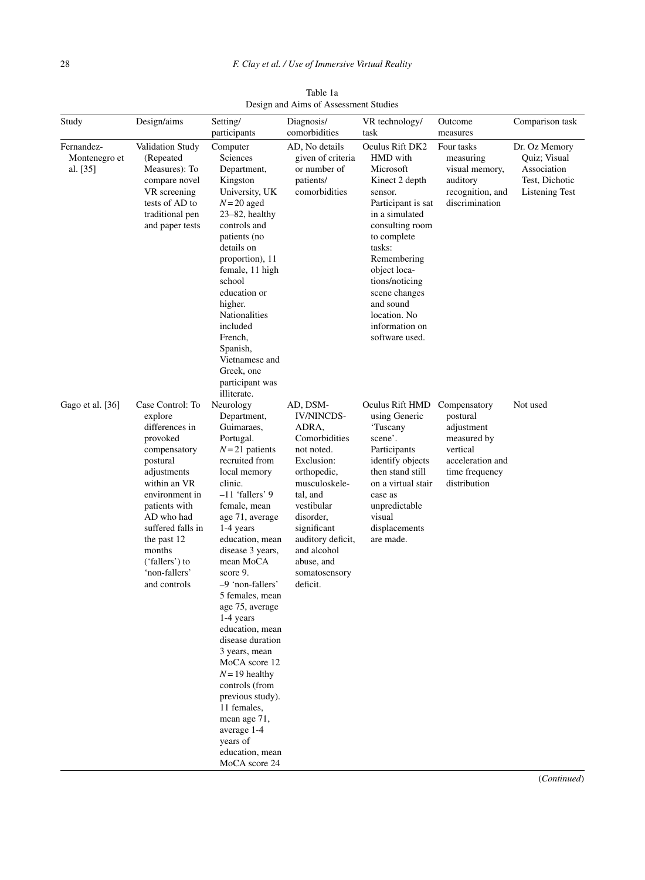Table 1a
Design and Aims of Assessment Studies

| Study | Design/aims | Setting/ participants | Diagnosis/ comorbidities | VR technology/ task | Outcome measures | Comparison task |
|---|---|---|---|---|---|---|
| Fernandez-Montenegro et al. [35] | Validation Study (Repeated Measures): To compare novel VR screening tests of AD to traditional pen and paper tests | Computer Sciences Department, Kingston University, UK $N = 20$ aged 23–82, healthy controls and patients (no details on proportion), 11 female, 11 high school education or higher. Nationalities included French, Spanish, Vietnamese and Greek, one participant was illiterate. | AD, No details given of criteria or number of patients/ comorbidities | Oculus Rift DK2 HMD with Microsoft Kinect 2 depth sensor. Participant is sat in a simulated consulting room to complete tasks: Remembering object locations/noticing scene changes and sound location. No information on software used. | Four tasks measuring visual memory, auditory recognition, and discrimination | Dr. Oz Memory Quiz; Visual Association Test, Dichotic Listening Test |
| Gago et al. [36] | Case Control: To explore differences in provoked compensatory postural adjustments within an VR environment in patients with AD who had suffered falls in the past 12 months ('fallers') to 'non-fallers' and controls | Neurology Department, Guimaraes, Portugal. $N = 21$ patients recruited from local memory clinic. –11 'fallers' 9 female, mean age 71, average 1-4 years education, mean disease 3 years, mean MoCA score 9. –9 'non-fallers' 5 females, mean age 75, average 1-4 years education, mean disease duration 3 years, mean MoCA score 12 $N = 19$ healthy controls (from previous study). 11 females, mean age 71, average 1-4 years of education, mean MoCA score 24 | AD, DSM-IV/NINCDS-ADRA, Comorbidities not noted. Exclusion: orthopedic, musculoskeletal, and vestibular disorder, significant auditory deficit, and alcohol abuse, and somatosensory deficit. | Oculus Rift HMD using Generic 'Tuscany scene'. Participants identify objects then stand still on a virtual stair case as unpredictable visual displacements are made. | Compensatory postural adjustment measured by vertical acceleration and time frequency distribution | Not used |

(*Continued*)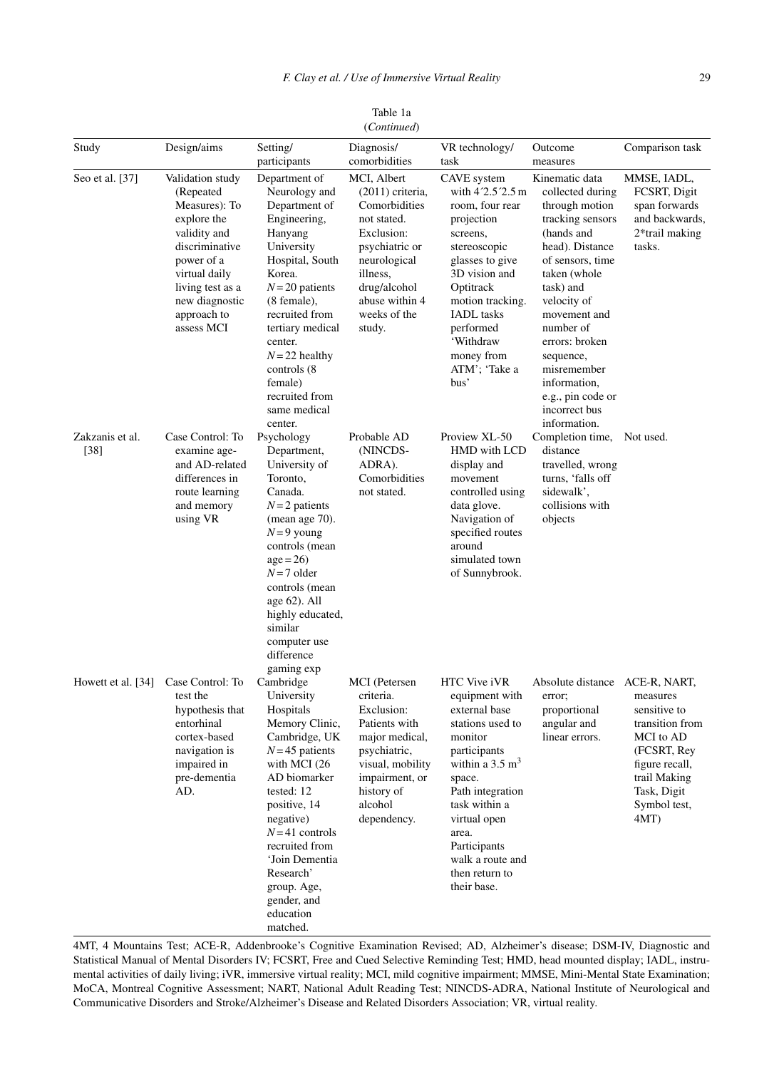Table 1a
(*Continued*)

| Study | Design/aims | Setting/ participants | Diagnosis/ comorbidities | VR technology/ task | Outcome measures | Comparison task |
|---|---|---|---|---|---|---|
| Seo et al. [37] | Validation study (Repeated Measures): To explore the validity and discriminative power of a virtual daily living test as a new diagnostic approach to assess MCI | Department of Neurology and Department of Engineering, Hanyang University Hospital, South Korea. $N = 20$ patients (8 female), recruited from tertiary medical center. $N = 22$ healthy controls (8 female) recruited from same medical center. | MCI, Albert (2011) criteria, Comorbidities not stated. Exclusion: psychiatric or neurological illness, drug/alcohol abuse within 4 weeks of the study. | CAVE system with 4´2.5´2.5 m room, four rear projection screens, stereoscopic glasses to give 3D vision and Optitrack motion tracking. IADL tasks performed 'Withdraw money from ATM'; 'Take a bus' | Kinematic data collected during through motion tracking sensors (hands and head). Distance of sensors, time taken (whole task) and velocity of movement and number of errors: broken sequence, misremember information, e.g., pin code or incorrect bus information. | MMSE, IADL, FCSRT, Digit span forwards and backwards, 2*trail making tasks. |
| Zakzanis et al. [38] | Case Control: To examine age- and AD-related differences in route learning and memory using VR | Psychology Department, University of Toronto, Canada. $N = 2$ patients (mean age 70). $N = 9$ young controls (mean age = 26) $N = 7$ older controls (mean age 62). All highly educated, similar computer use difference gaming exp | Probable AD (NINCDS-ADRA). Comorbidities not stated. | Proview XL-50 HMD with LCD display and movement controlled using data glove. Navigation of specified routes around simulated town of Sunnybrook. | Completion time, distance travelled, wrong turns, 'falls off sidewalk', collisions with objects | Not used. |
| Howett et al. [34] | Case Control: To test the hypothesis that entorhinal cortex-based navigation is impaired in pre-dementia AD. | Cambridge University Hospitals Memory Clinic, Cambridge, UK $N = 45$ patients with MCI (26 AD biomarker tested: 12 positive, 14 negative) $N = 41$ controls recruited from 'Join Dementia Research' group. Age, gender, and education matched. | MCI (Petersen criteria. Exclusion: Patients with major medical, psychiatric, visual, mobility impairment, or history of alcohol dependency. | HTC Vive iVR equipment with external base stations used to monitor participants within a 3.5 $m^3$ space. Path integration task within a virtual open area. Participants walk a route and then return to their base. | Absolute distance error; proportional angular and linear errors. | ACE-R, NART, measures sensitive to transition from MCI to AD (FCSRT, Rey figure recall, trail Making Task, Digit Symbol test, 4MT) |

4MT, 4 Mountains Test; ACE-R, Addenbrooke's Cognitive Examination Revised; AD, Alzheimer's disease; DSM-IV, Diagnostic and Statistical Manual of Mental Disorders IV; FCSRT, Free and Cued Selective Reminding Test; HMD, head mounted display; IADL, instrumental activities of daily living; iVR, immersive virtual reality; MCI, mild cognitive impairment; MMSE, Mini-Mental State Examination; MoCA, Montreal Cognitive Assessment; NART, National Adult Reading Test; NINCDS-ADRA, National Institute of Neurological and Communicative Disorders and Stroke/Alzheimer's Disease and Related Disorders Association; VR, virtual reality.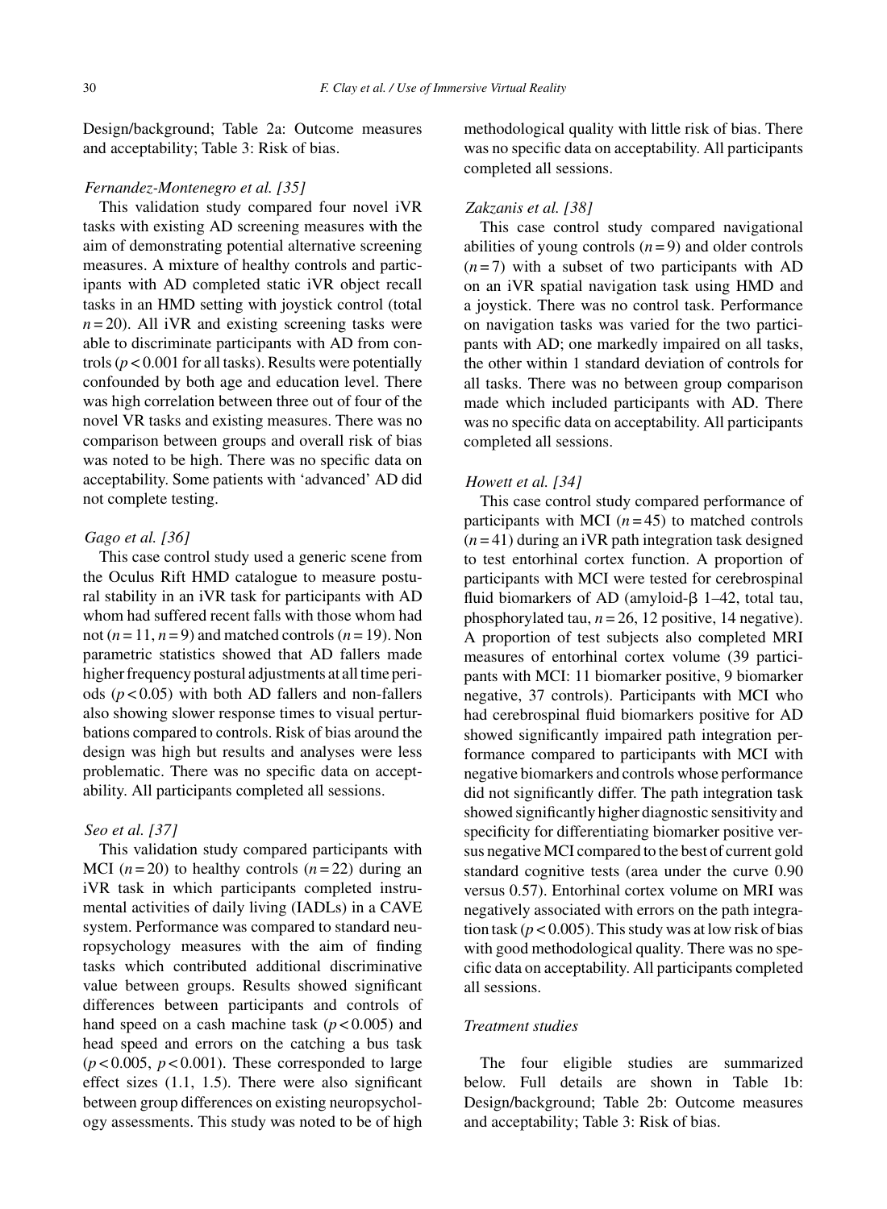Design/background; Table 2a: Outcome measures and acceptability; Table 3: Risk of bias.

*Fernandez-Montenegro et al. [35]*

This validation study compared four novel iVR tasks with existing AD screening measures with the aim of demonstrating potential alternative screening measures. A mixture of healthy controls and participants with AD completed static iVR object recall tasks in an HMD setting with joystick control (total $n = 20$). All iVR and existing screening tasks were able to discriminate participants with AD from controls ($p < 0.001$ for all tasks). Results were potentially confounded by both age and education level. There was high correlation between three out of four of the novel VR tasks and existing measures. There was no comparison between groups and overall risk of bias was noted to be high. There was no specific data on acceptability. Some patients with 'advanced' AD did not complete testing.

*Gago et al. [36]*

This case control study used a generic scene from the Oculus Rift HMD catalogue to measure postural stability in an iVR task for participants with AD whom had suffered recent falls with those whom had not ($n = 11$, $n = 9$) and matched controls ($n = 19$). Non parametric statistics showed that AD fallers made higher frequency postural adjustments at all time periods ($p < 0.05$) with both AD fallers and non-fallers also showing slower response times to visual perturbations compared to controls. Risk of bias around the design was high but results and analyses were less problematic. There was no specific data on acceptability. All participants completed all sessions.

*Seo et al. [37]*

This validation study compared participants with MCI ($n = 20$) to healthy controls ($n = 22$) during an iVR task in which participants completed instrumental activities of daily living (IADLs) in a CAVE system. Performance was compared to standard neuropsychology measures with the aim of finding tasks which contributed additional discriminative value between groups. Results showed significant differences between participants and controls of hand speed on a cash machine task ($p < 0.005$) and head speed and errors on the catching a bus task ($p < 0.005$, $p < 0.001$). These corresponded to large effect sizes (1.1, 1.5). There were also significant between group differences on existing neuropsychology assessments. This study was noted to be of high methodological quality with little risk of bias. There was no specific data on acceptability. All participants completed all sessions.

*Zakzanis et al. [38]*

This case control study compared navigational abilities of young controls ($n = 9$) and older controls ($n = 7$) with a subset of two participants with AD on an iVR spatial navigation task using HMD and a joystick. There was no control task. Performance on navigation tasks was varied for the two participants with AD; one markedly impaired on all tasks, the other within 1 standard deviation of controls for all tasks. There was no between group comparison made which included participants with AD. There was no specific data on acceptability. All participants completed all sessions.

*Howett et al. [34]*

This case control study compared performance of participants with MCI ($n = 45$) to matched controls ($n = 41$) during an iVR path integration task designed to test entorhinal cortex function. A proportion of participants with MCI were tested for cerebrospinal fluid biomarkers of AD (amyloid-β 1–42, total tau, phosphorylated tau, $n = 26$, 12 positive, 14 negative). A proportion of test subjects also completed MRI measures of entorhinal cortex volume (39 participants with MCI: 11 biomarker positive, 9 biomarker negative, 37 controls). Participants with MCI who had cerebrospinal fluid biomarkers positive for AD showed significantly impaired path integration performance compared to participants with MCI with negative biomarkers and controls whose performance did not significantly differ. The path integration task showed significantly higher diagnostic sensitivity and specificity for differentiating biomarker positive versus negative MCI compared to the best of current gold standard cognitive tests (area under the curve 0.90 versus 0.57). Entorhinal cortex volume on MRI was negatively associated with errors on the path integration task ($p < 0.005$). This study was at low risk of bias with good methodological quality. There was no specific data on acceptability. All participants completed all sessions.

*Treatment studies*

The four eligible studies are summarized below. Full details are shown in Table 1b: Design/background; Table 2b: Outcome measures and acceptability; Table 3: Risk of bias.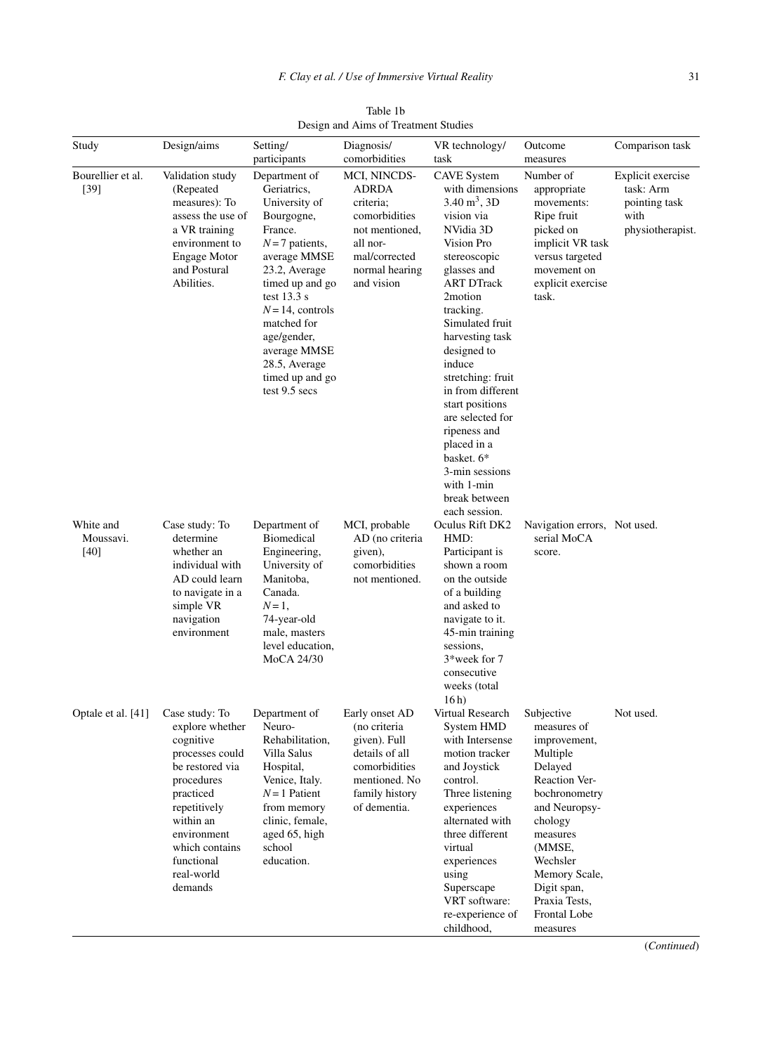Table 1b
Design and Aims of Treatment Studies

| Study | Design/aims | Setting/ participants | Diagnosis/ comorbidities | VR technology/ task | Outcome measures | Comparison task |
|---|---|---|---|---|---|---|
| Bourellier et al. [39] | Validation study (Repeated measures): To assess the use of a VR training environment to Engage Motor and Postural Abilities. | Department of Geriatrics, University of Bourgogne, France. $N = 7$ patients, average MMSE 23.2, Average timed up and go test 13.3 s $N = 14$, controls matched for age/gender, average MMSE 28.5, Average timed up and go test 9.5 secs | MCI, NINCDS-ADRDA criteria; comorbidities not mentioned, all normal/corrected normal hearing and vision | CAVE System with dimensions 3.40 $m^3$, 3D vision via NVidia 3D Vision Pro stereoscopic glasses and ART DTrack 2motion tracking. Simulated fruit harvesting task designed to induce stretching: fruit in from different start positions are selected for ripeness and placed in a basket. 6* 3-min sessions with 1-min break between each session. | Number of appropriate movements: Ripe fruit picked on implicit VR task versus targeted movement on explicit exercise task. | Explicit exercise task: Arm pointing task with physiotherapist. |
| White and Moussavi. [40] | Case study: To determine whether an individual with AD could learn to navigate in a simple VR navigation environment | Department of Biomedical Engineering, University of Manitoba, Canada. $N = 1$, 74-year-old male, masters level education, MoCA 24/30 | MCI, probable AD (no criteria given), comorbidities not mentioned. | Oculus Rift DK2 HMD: Participant is shown a room on the outside of a building and asked to navigate to it. 45-min training sessions, 3*week for 7 consecutive weeks (total 16 h) | Navigation errors, serial MoCA score. | Not used. |
| Optale et al. [41] | Case study: To explore whether cognitive processes could be restored via procedures practiced repetitively within an environment which contains functional real-world demands | Department of Neuro-Rehabilitation, Villa Salus Hospital, Venice, Italy. $N = 1$ Patient from memory clinic, female, aged 65, high school education. | Early onset AD (no criteria given). Full details of all comorbidities mentioned. No family history of dementia. | Virtual Research System HMD with Intersense motion tracker and Joystick control. Three listening experiences alternated with three different virtual experiences using Superscape VRT software: re-experience of childhood, | Subjective measures of improvement, Multiple Delayed Reaction Verbochronometry and Neuropsychology measures (MMSE, Wechsler Memory Scale, Digit span, Praxia Tests, Frontal Lobe measures | Not used. |

(*Continued*)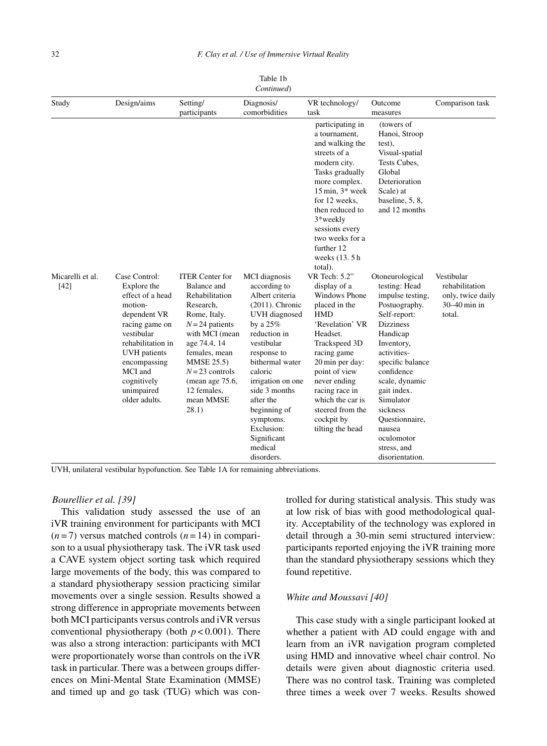Table 1b
*Continued*)

| Study | Design/aims | Setting/ participants | Diagnosis/ comorbidities | VR technology/ task | Outcome measures | Comparison task |
|---|---|---|---|---|---|---|
| | | | | participating in a tournament, and walking the streets of a modern city. Tasks gradually more complex. 15 min, 3* week for 12 weeks, then reduced to 3*weekly sessions every two weeks for a further 12 weeks (13. 5 h total). | (towers of Hanoi, Stroop test), Visual-spatial Tests Cubes, Global Deterioration Scale) at baseline, 5, 8, and 12 months | |
| Micarelli et al. [42] | Case Control: Explore the effect of a head motion-dependent VR racing game on vestibular rehabilitation in UVH patients encompassing MCI and cognitively unimpaired older adults. | ITER Center for Balance and Rehabilitation Research, Rome, Italy. $N = 24$ patients with MCI (mean age 74.4, 14 females, mean MMSE 25.5) $N = 23$ controls (mean age 75.6, 12 females, mean MMSE 28.1) | MCI diagnosis according to Albert criteria (2011). Chronic UVH diagnosed by a 25% reduction in vestibular response to bithermal water caloric irrigation on one side 3 months after the beginning of symptoms. Exclusion: Significant medical disorders. | VR Tech: 5.2" display of a Windows Phone placed in the HMD 'Revelation' VR Headset. Trackspeed 3D racing game 20 min per day: point of view never ending racing race in which the car is steered from the cockpit by tilting the head | Otoneurological testing: Head impulse testing, Postuography. Self-report: Dizziness Handicap Inventory, activities-specific balance confidence scale, dynamic gait index. Simulator sickness Questionnaire, nausea oculomotor stress, and disorientation. | Vestibular rehabilitation only, twice daily 30–40 min in total. |

UVH, unilateral vestibular hypofunction. See Table 1A for remaining abbreviations.

*Bourellier et al. [39]*

This validation study assessed the use of an iVR training environment for participants with MCI ($n = 7$) versus matched controls ($n = 14$) in comparison to a usual physiotherapy task. The iVR task used a CAVE system object sorting task which required large movements of the body, this was compared to a standard physiotherapy session practicing similar movements over a single session. Results showed a strong difference in appropriate movements between both MCI participants versus controls and iVR versus conventional physiotherapy (both $p < 0.001$). There was also a strong interaction: participants with MCI were proportionately worse than controls on the iVR task in particular. There was a between groups differences on Mini-Mental State Examination (MMSE) and timed up and go task (TUG) which was controlled for during statistical analysis. This study was at low risk of bias with good methodological quality. Acceptability of the technology was explored in detail through a 30-min semi structured interview: participants reported enjoying the iVR training more than the standard physiotherapy sessions which they found repetitive.

*White and Moussavi [40]*

This case study with a single participant looked at whether a patient with AD could engage with and learn from an iVR navigation program completed using HMD and innovative wheel chair control. No details were given about diagnostic criteria used. There was no control task. Training was completed three times a week over 7 weeks. Results showed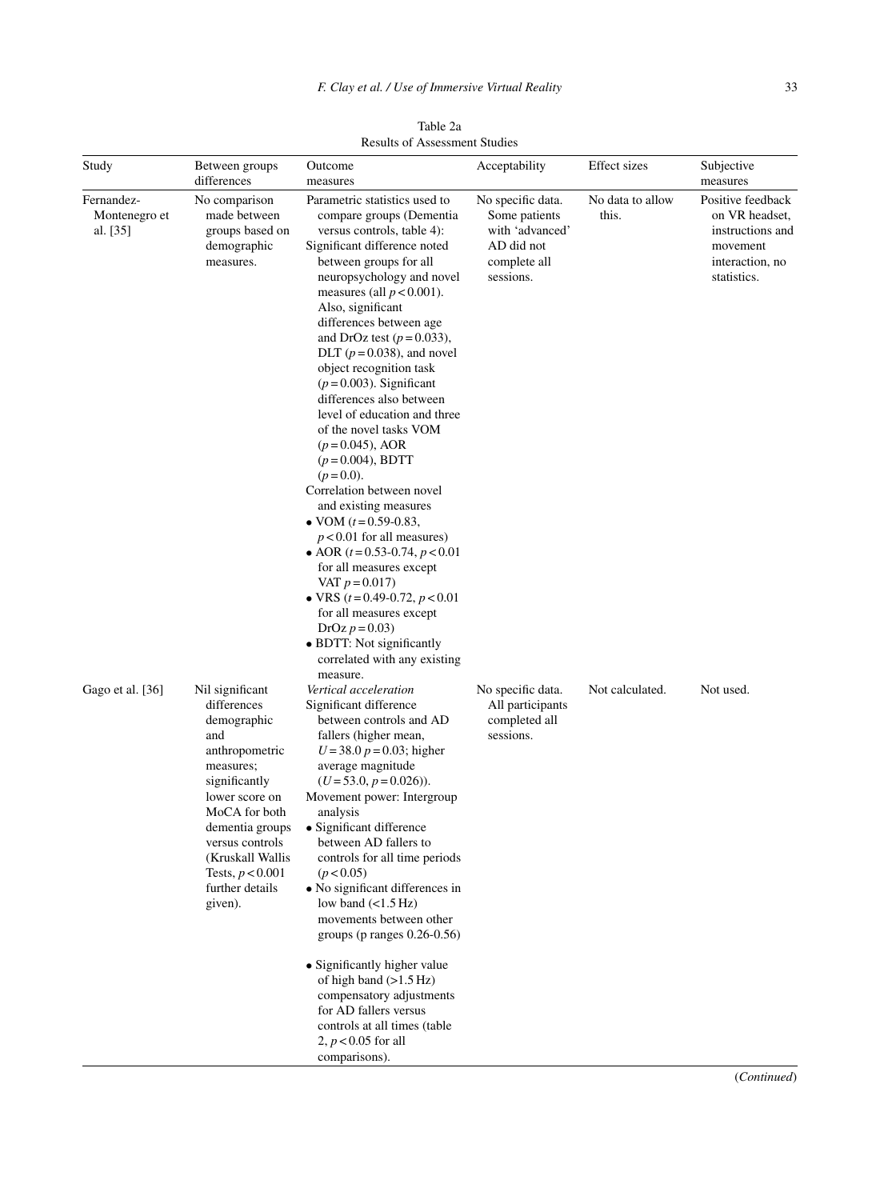Table 2a
Results of Assessment Studies

| Study | Between groups differences | Outcome measures | Acceptability | Effect sizes | Subjective measures |
|---|---|---|---|---|---|
| Fernandez-Montenegro et al. [35] | No comparison made between groups based on demographic measures. | Parametric statistics used to compare groups (Dementia versus controls, table 4):<br>Significant difference noted between groups for all neuropsychology and novel measures (all $p < 0.001$). Also, significant differences between age and DrOz test ($p = 0.033$), DLT ($p = 0.038$), and novel object recognition task ($p = 0.003$). Significant differences also between level of education and three of the novel tasks VOM ($p = 0.045$), AOR ($p = 0.004$), BDTT ($p = 0.0$).<br>Correlation between novel and existing measures<br>• VOM ($t = 0.59$-$0.83$, $p < 0.01$ for all measures)<br>• AOR ($t = 0.53$-$0.74$, $p < 0.01$ for all measures except VAT $p = 0.017$)<br>• VRS ($t = 0.49$-$0.72$, $p < 0.01$ for all measures except DrOz $p = 0.03$)<br>• BDTT: Not significantly correlated with any existing measure. | No specific data. Some patients with 'advanced' AD did not complete all sessions. | No data to allow this. | Positive feedback on VR headset, instructions and movement interaction, no statistics. |
| Gago et al. [36] | Nil significant differences demographic and anthropometric measures; significantly lower score on MoCA for both dementia groups versus controls (Kruskall Wallis Tests, $p < 0.001$ further details given). | *Vertical acceleration*<br>Significant difference between controls and AD fallers (higher mean, $U = 38.0$ $p = 0.03$; higher average magnitude ($U = 53.0$, $p = 0.026$)).<br>Movement power: Intergroup analysis<br>• Significant difference between AD fallers to controls for all time periods ($p < 0.05$)<br>• No significant differences in low band (<1.5 Hz) movements between other groups (p ranges 0.26-0.56)<br>• Significantly higher value of high band (>1.5 Hz) compensatory adjustments for AD fallers versus controls at all times (table 2, $p < 0.05$ for all comparisons). | No specific data. All participants completed all sessions. | Not calculated. | Not used. |

(*Continued*)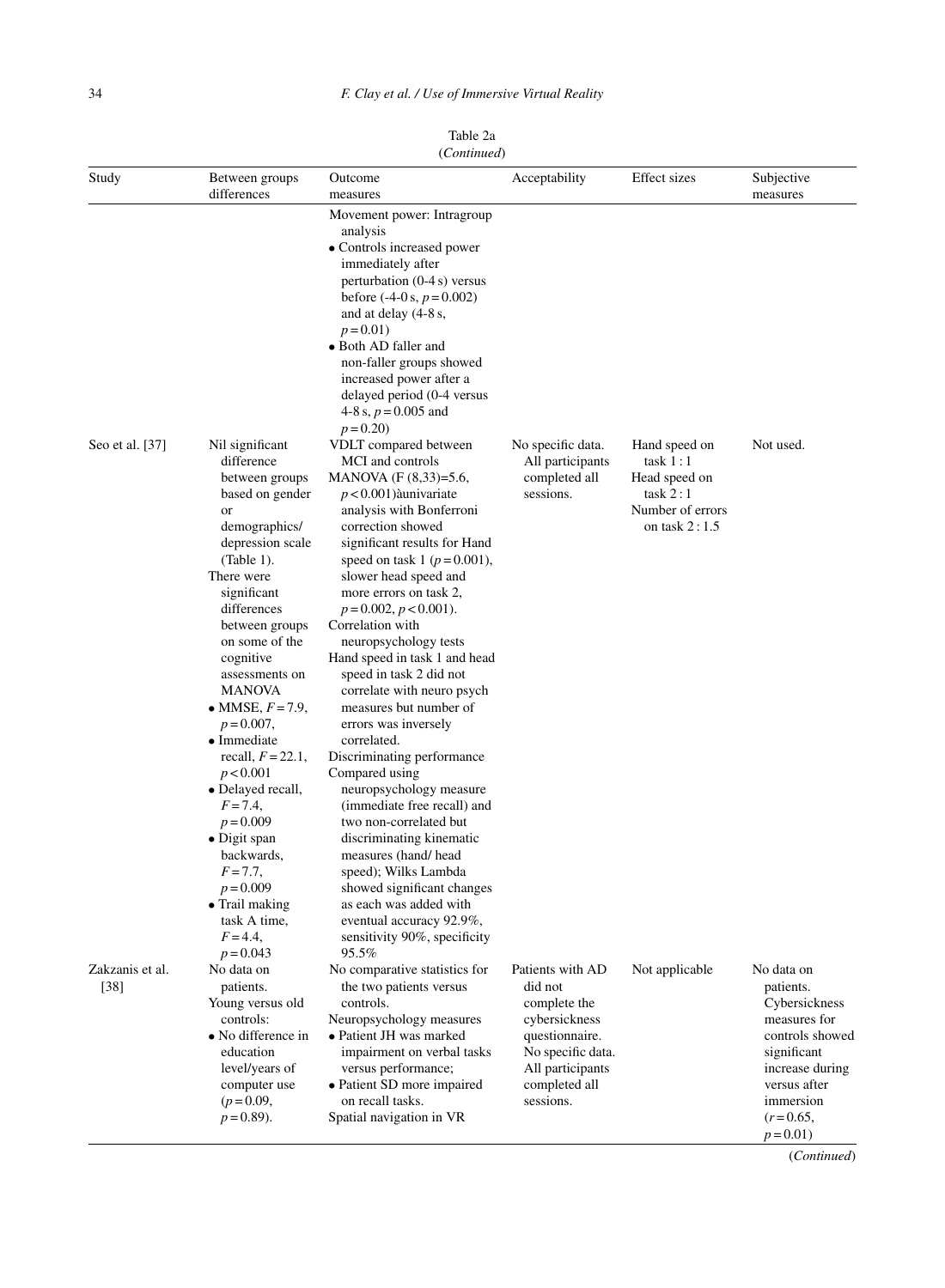Table 2a
(*Continued*)

| Study | Between groups differences | Outcome measures | Acceptability | Effect sizes | Subjective measures |
|---|---|---|---|---|---|
| | | Movement power: Intragroup analysis<br>• Controls increased power immediately after perturbation (0-4 s) versus before (-4-0 s, $p = 0.002$) and at delay (4-8 s, $p = 0.01$)<br>• Both AD faller and non-faller groups showed increased power after a delayed period (0-4 versus 4-8 s, $p = 0.005$ and $p = 0.20$) | | | |
| Seo et al. [37] | Nil significant difference between groups based on gender or demographics/ depression scale (Table 1).<br>There were significant differences between groups on some of the cognitive assessments on MANOVA<br>• MMSE, $F = 7.9$, $p = 0.007$,<br>• Immediate recall, $F = 22.1$, $p < 0.001$<br>• Delayed recall, $F = 7.4$, $p = 0.009$<br>• Digit span backwards, $F = 7.7$, $p = 0.009$<br>• Trail making task A time, $F = 4.4$, $p = 0.043$ | VDLT compared between MCI and controls<br>MANOVA (F (8,33)=5.6, $p < 0.001$)àunivariate analysis with Bonferroni correction showed significant results for Hand speed on task 1 ($p = 0.001$), slower head speed and more errors on task 2, $p = 0.002$, $p < 0.001$).<br>Correlation with neuropsychology tests<br>Hand speed in task 1 and head speed in task 2 did not correlate with neuro psych measures but number of errors was inversely correlated.<br>Discriminating performance<br>Compared using neuropsychology measure (immediate free recall) and two non-correlated but discriminating kinematic measures (hand/ head speed); Wilks Lambda showed significant changes as each was added with eventual accuracy 92.9%, sensitivity 90%, specificity 95.5% | No specific data. All participants completed all sessions. | Hand speed on task 1 : 1<br>Head speed on task 2 : 1<br>Number of errors on task 2 : 1.5 | Not used. |
| Zakzanis et al. [38] | No data on patients.<br>Young versus old controls:<br>• No difference in education level/years of computer use ($p = 0.09$, $p = 0.89$). | No comparative statistics for the two patients versus controls.<br>Neuropsychology measures<br>• Patient JH was marked impairment on verbal tasks versus performance;<br>• Patient SD more impaired on recall tasks.<br>Spatial navigation in VR | Patients with AD did not complete the cybersickness questionnaire. No specific data. All participants completed all sessions. | Not applicable | No data on patients. Cybersickness measures for controls showed significant increase during versus after immersion ($r = 0.65$, $p = 0.01$) |

(*Continued*)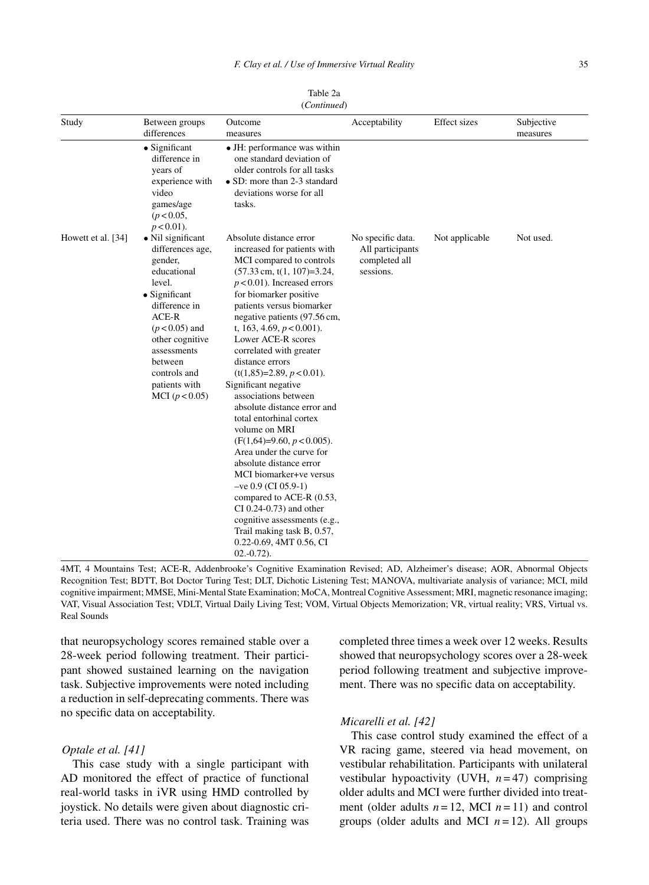Table 2a
(*Continued*)

| Study | Between groups differences | Outcome measures | Acceptability | Effect sizes | Subjective measures |
|---|---|---|---|---|---|
| | • Significant difference in years of experience with video games/age ($p < 0.05$, $p < 0.01$). | • JH: performance was within one standard deviation of older controls for all tasks • SD: more than 2-3 standard deviations worse for all tasks. | | | |
| Howett et al. [34] | • Nil significant differences age, gender, educational level. • Significant difference in ACE-R ($p < 0.05$) and other cognitive assessments between controls and patients with MCI ($p < 0.05$) | Absolute distance error increased for patients with MCI compared to controls (57.33 cm, t(1, 107)=3.24, $p < 0.01$). Increased errors for biomarker positive patients versus biomarker negative patients (97.56 cm, t, 163, 4.69, $p < 0.001$). Lower ACE-R scores correlated with greater distance errors (t(1,85)=2.89, $p < 0.01$). Significant negative associations between absolute distance error and total entorhinal cortex volume on MRI (F(1,64)=9.60, $p < 0.005$). Area under the curve for absolute distance error MCI biomarker+ve versus –ve 0.9 (CI 05.9-1) compared to ACE-R (0.53, CI 0.24-0.73) and other cognitive assessments (e.g., Trail making task B, 0.57, 0.22-0.69, 4MT 0.56, CI 02.-0.72). | No specific data. All participants completed all sessions. | Not applicable | Not used. |

4MT, 4 Mountains Test; ACE-R, Addenbrooke's Cognitive Examination Revised; AD, Alzheimer's disease; AOR, Abnormal Objects Recognition Test; BDTT, Bot Doctor Turing Test; DLT, Dichotic Listening Test; MANOVA, multivariate analysis of variance; MCI, mild cognitive impairment; MMSE, Mini-Mental State Examination; MoCA, Montreal Cognitive Assessment; MRI, magnetic resonance imaging; VAT, Visual Association Test; VDLT, Virtual Daily Living Test; VOM, Virtual Objects Memorization; VR, virtual reality; VRS, Virtual vs. Real Sounds

that neuropsychology scores remained stable over a 28-week period following treatment. Their participant showed sustained learning on the navigation task. Subjective improvements were noted including a reduction in self-deprecating comments. There was no specific data on acceptability.

*Optale et al. [41]*

This case study with a single participant with AD monitored the effect of practice of functional real-world tasks in iVR using HMD controlled by joystick. No details were given about diagnostic criteria used. There was no control task. Training was completed three times a week over 12 weeks. Results showed that neuropsychology scores over a 28-week period following treatment and subjective improvement. There was no specific data on acceptability.

*Micarelli et al. [42]*

This case control study examined the effect of a VR racing game, steered via head movement, on vestibular rehabilitation. Participants with unilateral vestibular hypoactivity (UVH, $n = 47$) comprising older adults and MCI were further divided into treatment (older adults $n = 12$, MCI $n = 11$) and control groups (older adults and MCI $n = 12$). All groups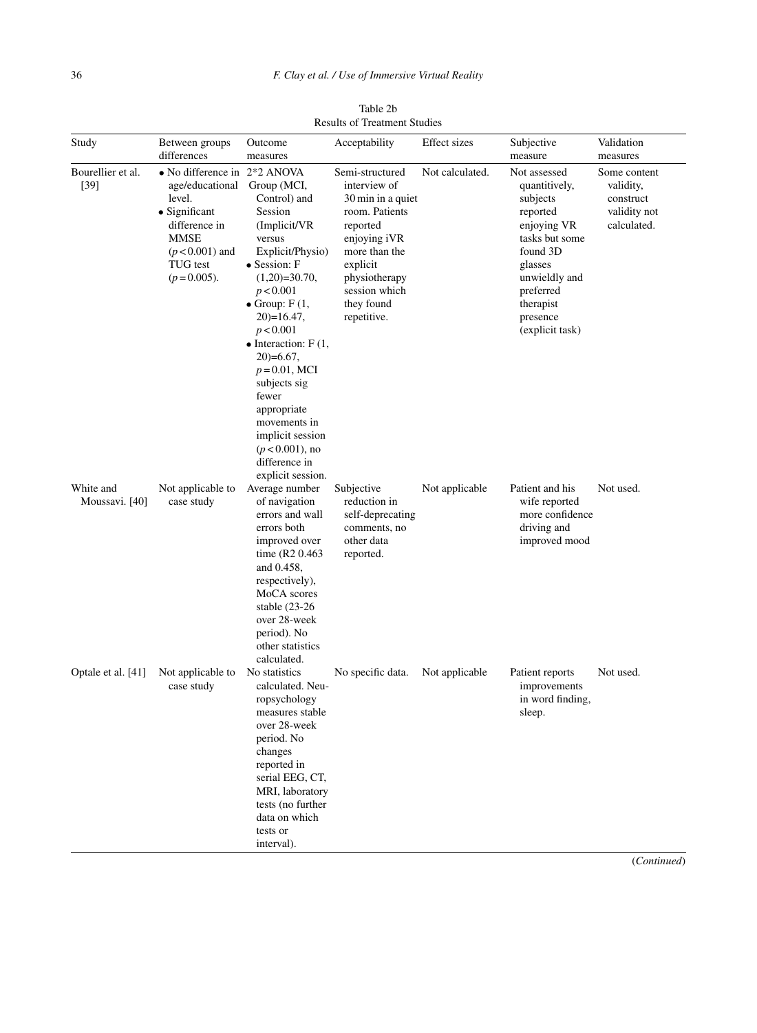Table 2b
Results of Treatment Studies

| Study | Between groups differences | Outcome measures | Acceptability | Effect sizes | Subjective measure | Validation measures |
|---|---|---|---|---|---|---|
| Bourellier et al. [39] | • No difference in age/educational level.<br>• Significant difference in MMSE ($p < 0.001$) and TUG test ($p = 0.005$). | 2*2 ANOVA Group (MCI, Control) and Session (Implicit/VR versus Explicit/Physio)<br>• Session: $F(1,20) = 30.70$, $p < 0.001$<br>• Group: $F(1, 20) = 16.47$, $p < 0.001$<br>• Interaction: $F(1, 20) = 6.67$, $p = 0.01$, MCI subjects sig fewer appropriate movements in implicit session ($p < 0.001$), no difference in explicit session. | Semi-structured interview of 30 min in a quiet room. Patients reported enjoying iVR more than the explicit physiotherapy session which they found repetitive. | Not calculated. | Not assessed quantitively, subjects reported enjoying VR tasks but some found 3D glasses unwieldly and preferred therapist presence (explicit task) | Some content validity, construct validity not calculated. |
| White and Moussavi. [40] | Not applicable to case study | Average number of navigation errors and wall errors both improved over time ($R^2$ 0.463 and 0.458, respectively), MoCA scores stable (23-26 over 28-week period). No other statistics calculated. | Subjective reduction in self-deprecating comments, no other data reported. | Not applicable | Patient and his wife reported more confidence driving and improved mood | Not used. |
| Optale et al. [41] | Not applicable to case study | No statistics calculated. Neuropsychology measures stable over 28-week period. No changes reported in serial EEG, CT, MRI, laboratory tests (no further data on which tests or interval). | No specific data. | Not applicable | Patient reports improvements in word finding, sleep. | Not used. |

(*Continued*)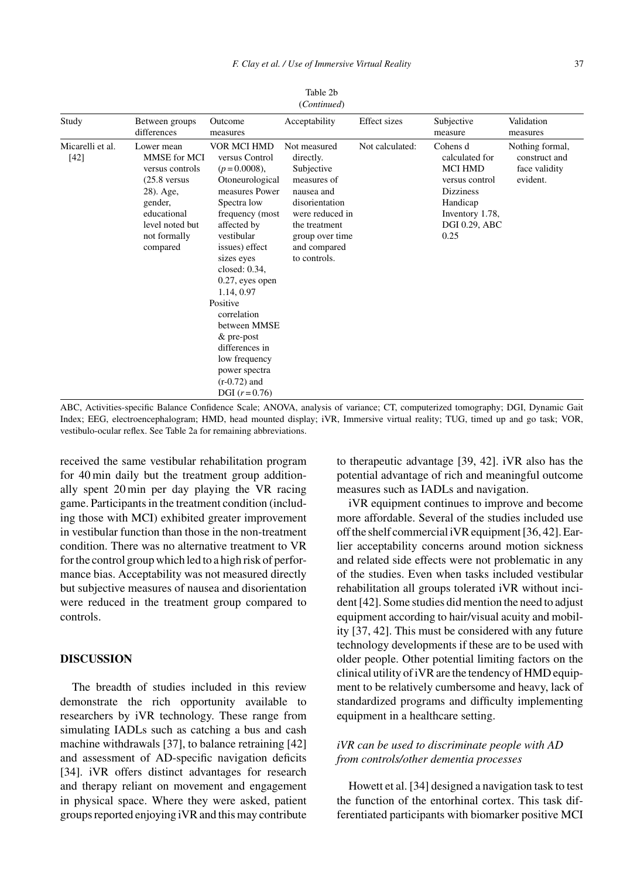Table 2b
(*Continued*)

| Study | Between groups differences | Outcome measures | Acceptability | Effect sizes | Subjective measure | Validation measures |
|---|---|---|---|---|---|---|
| Micarelli et al. [42] | Lower mean MMSE for MCI versus controls (25.8 versus 28). Age, gender, educational level noted but not formally compared | VOR MCI HMD versus Control ($p = 0.0008$), Otoneurological measures Power Spectra low frequency (most affected by vestibular issues) effect sizes eyes closed: 0.34, 0.27, eyes open 1.14, 0.97<br>Positive correlation between MMSE & pre-post differences in low frequency power spectra (r-0.72) and DGI ($r = 0.76$) | Not measured directly. Subjective measures of nausea and disorientation were reduced in the treatment group over time and compared to controls. | Not calculated: | Cohens d calculated for MCI HMD versus control Dizziness Handicap Inventory 1.78, DGI 0.29, ABC 0.25 | Nothing formal, construct and face validity evident. |

ABC, Activities-specific Balance Confidence Scale; ANOVA, analysis of variance; CT, computerized tomography; DGI, Dynamic Gait Index; EEG, electroencephalogram; HMD, head mounted display; iVR, Immersive virtual reality; TUG, timed up and go task; VOR, vestibulo-ocular reflex. See Table 2a for remaining abbreviations.

received the same vestibular rehabilitation program for 40 min daily but the treatment group additionally spent 20 min per day playing the VR racing game. Participants in the treatment condition (including those with MCI) exhibited greater improvement in vestibular function than those in the non-treatment condition. There was no alternative treatment to VR for the control group which led to a high risk of performance bias. Acceptability was not measured directly but subjective measures of nausea and disorientation were reduced in the treatment group compared to controls.

## DISCUSSION

The breadth of studies included in this review demonstrate the rich opportunity available to researchers by iVR technology. These range from simulating IADLs such as catching a bus and cash machine withdrawals [37], to balance retraining [42] and assessment of AD-specific navigation deficits [34]. iVR offers distinct advantages for research and therapy reliant on movement and engagement in physical space. Where they were asked, patient groups reported enjoying iVR and this may contribute to therapeutic advantage [39, 42]. iVR also has the potential advantage of rich and meaningful outcome measures such as IADLs and navigation.

iVR equipment continues to improve and become more affordable. Several of the studies included use off the shelf commercial iVR equipment [36, 42]. Earlier acceptability concerns around motion sickness and related side effects were not problematic in any of the studies. Even when tasks included vestibular rehabilitation all groups tolerated iVR without incident [42]. Some studies did mention the need to adjust equipment according to hair/visual acuity and mobility [37, 42]. This must be considered with any future technology developments if these are to be used with older people. Other potential limiting factors on the clinical utility of iVR are the tendency of HMD equipment to be relatively cumbersome and heavy, lack of standardized programs and difficulty implementing equipment in a healthcare setting.

### *iVR can be used to discriminate people with AD from controls/other dementia processes*

Howett et al. [34] designed a navigation task to test the function of the entorhinal cortex. This task differentiated participants with biomarker positive MCI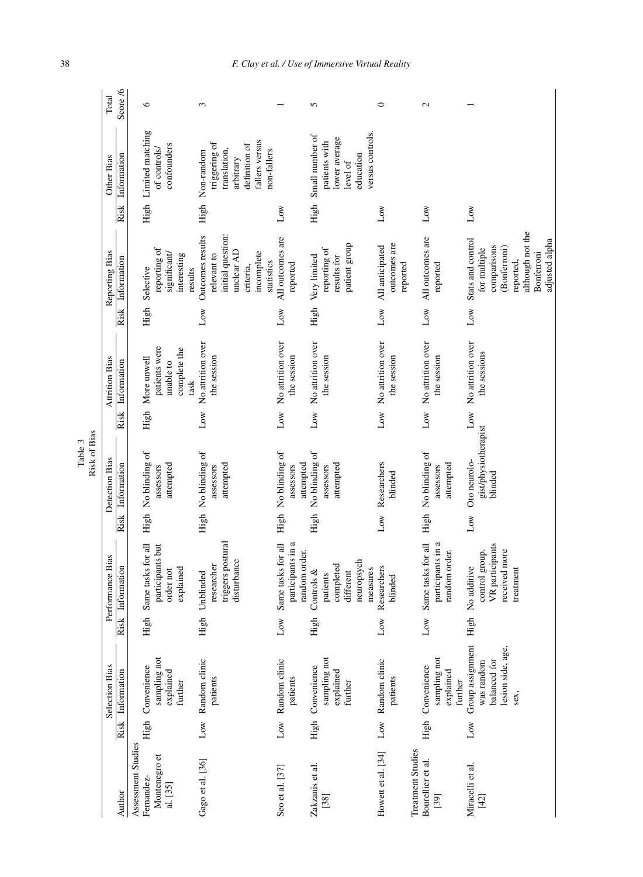Table 3
Risk of Bias

| Author | Selection Bias | | Performance Bias | | Detection Bias | | Attrition Bias | | Reporting Bias | | Other Bias | | Total |
|---|---|---|---|---|---|---|---|---|---|---|---|---|---|
| | Risk | Information | Risk | Information | Risk | Information | Risk | Information | Risk | Information | Risk | Information | Score /6 |
| Assessment Studies | | | | | | | | | | | | | |
| Fernandez-Montenegro et al. [35] | High | Convenience sampling not explained further | High | Same tasks for all participants but order not explained | High | No blinding of assessors attempted | High | More unwell patients were unable to complete the task | High | Selective reporting of significant/interesting results | High | Limited matching of controls/confounders | 6 |
| Gago et al. [36] | Low | Random clinic patients | High | Unblinded researcher triggers postural disturbance | High | No blinding of assessors attempted | Low | No attrition over the session | Low | Outcomes results relevant to initial question: unclear AD criteria, incomplete statistics | High | Non-random triggering of translation, arbitrary definition of fallers versus non-fallers | 3 |
| Seo et al. [37] | Low | Random clinic patients | Low | Same tasks for all participants in a random order. | High | No blinding of assessors attempted | Low | No attrition over the session | Low | All outcomes are reported | Low | | 1 |
| Zakzanis et al. [38] | High | Convenience sampling not explained further | High | Controls & patients completed different neuropsych measures | High | No blinding of assessors attempted | Low | No attrition over the session | High | Very limited reporting of results for patient group | High | Small number of patients with lower average level of education versus controls. | 5 |
| Howett et al. [34] | Low | Random clinic patients | Low | Researchers blinded | Low | Researchers blinded | Low | No attrition over the session | Low | All anticipated outcomes are reported | Low | | 0 |
| Treatment Studies | | | | | | | | | | | | | |
| Bourrellier et al. [39] | High | Convenience sampling not explained further | Low | Same tasks for all participants in a random order. | High | No blinding of assessors attempted | Low | No attrition over the session | Low | All outcomes are reported | Low | | 2 |
| Miracelli et al. [42] | Low | Group assignment was random balanced for lesion side, age, sex, | High | No additive control group. VR participants received more treatment | Low | Oto neurologist/physiotherapist blinded | Low | No attrition over the sessions | Low | Stats and control for multiple comparisons (Bonferroni) reported, although not the Bonferroni adjusted alpha | Low | | 1 |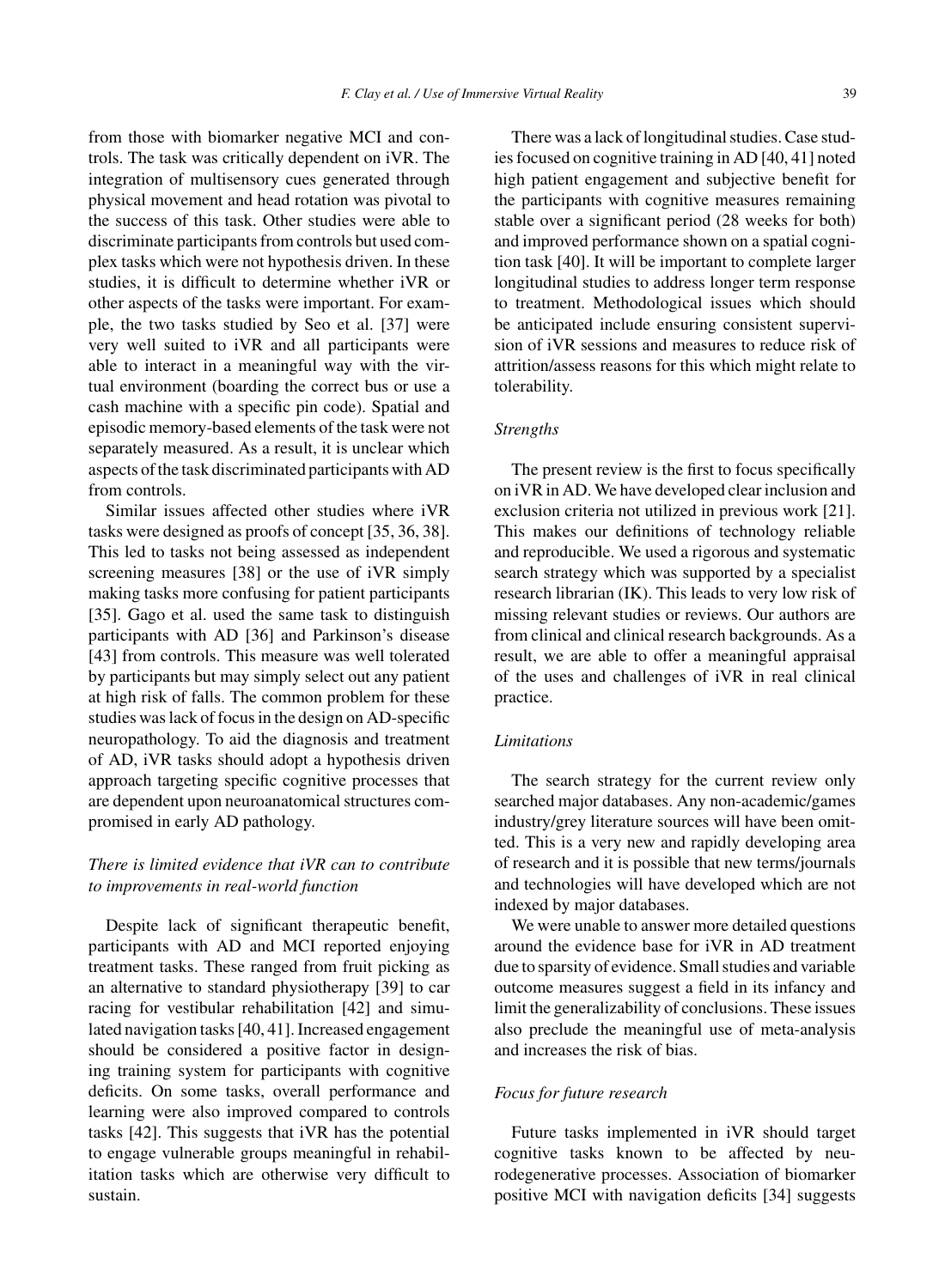from those with biomarker negative MCI and controls. The task was critically dependent on iVR. The integration of multisensory cues generated through physical movement and head rotation was pivotal to the success of this task. Other studies were able to discriminate participants from controls but used complex tasks which were not hypothesis driven. In these studies, it is difficult to determine whether iVR or other aspects of the tasks were important. For example, the two tasks studied by Seo et al. [37] were very well suited to iVR and all participants were able to interact in a meaningful way with the virtual environment (boarding the correct bus or use a cash machine with a specific pin code). Spatial and episodic memory-based elements of the task were not separately measured. As a result, it is unclear which aspects of the task discriminated participants with AD from controls.

Similar issues affected other studies where iVR tasks were designed as proofs of concept [35, 36, 38]. This led to tasks not being assessed as independent screening measures [38] or the use of iVR simply making tasks more confusing for patient participants [35]. Gago et al. used the same task to distinguish participants with AD [36] and Parkinson's disease [43] from controls. This measure was well tolerated by participants but may simply select out any patient at high risk of falls. The common problem for these studies was lack of focus in the design on AD-specific neuropathology. To aid the diagnosis and treatment of AD, iVR tasks should adopt a hypothesis driven approach targeting specific cognitive processes that are dependent upon neuroanatomical structures compromised in early AD pathology.

### *There is limited evidence that iVR can to contribute to improvements in real-world function*

Despite lack of significant therapeutic benefit, participants with AD and MCI reported enjoying treatment tasks. These ranged from fruit picking as an alternative to standard physiotherapy [39] to car racing for vestibular rehabilitation [42] and simulated navigation tasks [40, 41]. Increased engagement should be considered a positive factor in designing training system for participants with cognitive deficits. On some tasks, overall performance and learning were also improved compared to controls tasks [42]. This suggests that iVR has the potential to engage vulnerable groups meaningful in rehabilitation tasks which are otherwise very difficult to sustain.

There was a lack of longitudinal studies. Case studies focused on cognitive training in AD [40, 41] noted high patient engagement and subjective benefit for the participants with cognitive measures remaining stable over a significant period (28 weeks for both) and improved performance shown on a spatial cognition task [40]. It will be important to complete larger longitudinal studies to address longer term response to treatment. Methodological issues which should be anticipated include ensuring consistent supervision of iVR sessions and measures to reduce risk of attrition/assess reasons for this which might relate to tolerability.

### *Strengths*

The present review is the first to focus specifically on iVR in AD. We have developed clear inclusion and exclusion criteria not utilized in previous work [21]. This makes our definitions of technology reliable and reproducible. We used a rigorous and systematic search strategy which was supported by a specialist research librarian (IK). This leads to very low risk of missing relevant studies or reviews. Our authors are from clinical and clinical research backgrounds. As a result, we are able to offer a meaningful appraisal of the uses and challenges of iVR in real clinical practice.

### *Limitations*

The search strategy for the current review only searched major databases. Any non-academic/games industry/grey literature sources will have been omitted. This is a very new and rapidly developing area of research and it is possible that new terms/journals and technologies will have developed which are not indexed by major databases.

We were unable to answer more detailed questions around the evidence base for iVR in AD treatment due to sparsity of evidence. Small studies and variable outcome measures suggest a field in its infancy and limit the generalizability of conclusions. These issues also preclude the meaningful use of meta-analysis and increases the risk of bias.

### *Focus for future research*

Future tasks implemented in iVR should target cognitive tasks known to be affected by neurodegenerative processes. Association of biomarker positive MCI with navigation deficits [34] suggests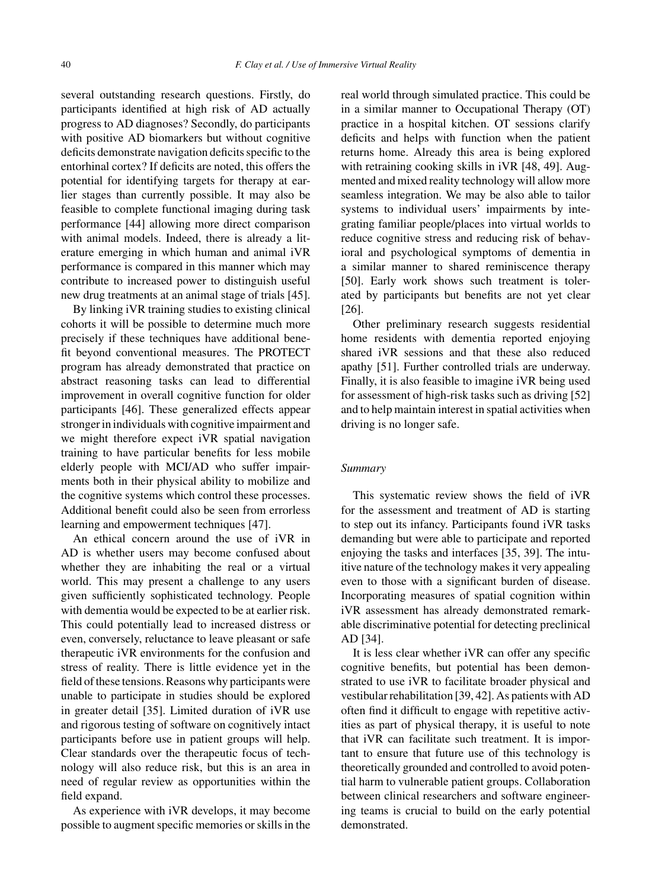several outstanding research questions. Firstly, do participants identified at high risk of AD actually progress to AD diagnoses? Secondly, do participants with positive AD biomarkers but without cognitive deficits demonstrate navigation deficits specific to the entorhinal cortex? If deficits are noted, this offers the potential for identifying targets for therapy at earlier stages than currently possible. It may also be feasible to complete functional imaging during task performance [44] allowing more direct comparison with animal models. Indeed, there is already a literature emerging in which human and animal iVR performance is compared in this manner which may contribute to increased power to distinguish useful new drug treatments at an animal stage of trials [45].

By linking iVR training studies to existing clinical cohorts it will be possible to determine much more precisely if these techniques have additional benefit beyond conventional measures. The PROTECT program has already demonstrated that practice on abstract reasoning tasks can lead to differential improvement in overall cognitive function for older participants [46]. These generalized effects appear stronger in individuals with cognitive impairment and we might therefore expect iVR spatial navigation training to have particular benefits for less mobile elderly people with MCI/AD who suffer impairments both in their physical ability to mobilize and the cognitive systems which control these processes. Additional benefit could also be seen from errorless learning and empowerment techniques [47].

An ethical concern around the use of iVR in AD is whether users may become confused about whether they are inhabiting the real or a virtual world. This may present a challenge to any users given sufficiently sophisticated technology. People with dementia would be expected to be at earlier risk. This could potentially lead to increased distress or even, conversely, reluctance to leave pleasant or safe therapeutic iVR environments for the confusion and stress of reality. There is little evidence yet in the field of these tensions. Reasons why participants were unable to participate in studies should be explored in greater detail [35]. Limited duration of iVR use and rigorous testing of software on cognitively intact participants before use in patient groups will help. Clear standards over the therapeutic focus of technology will also reduce risk, but this is an area in need of regular review as opportunities within the field expand.

As experience with iVR develops, it may become possible to augment specific memories or skills in the real world through simulated practice. This could be in a similar manner to Occupational Therapy (OT) practice in a hospital kitchen. OT sessions clarify deficits and helps with function when the patient returns home. Already this area is being explored with retraining cooking skills in iVR [48, 49]. Augmented and mixed reality technology will allow more seamless integration. We may be also able to tailor systems to individual users' impairments by integrating familiar people/places into virtual worlds to reduce cognitive stress and reducing risk of behavioral and psychological symptoms of dementia in a similar manner to shared reminiscence therapy [50]. Early work shows such treatment is tolerated by participants but benefits are not yet clear [26].

Other preliminary research suggests residential home residents with dementia reported enjoying shared iVR sessions and that these also reduced apathy [51]. Further controlled trials are underway. Finally, it is also feasible to imagine iVR being used for assessment of high-risk tasks such as driving [52] and to help maintain interest in spatial activities when driving is no longer safe.

### *Summary*

This systematic review shows the field of iVR for the assessment and treatment of AD is starting to step out its infancy. Participants found iVR tasks demanding but were able to participate and reported enjoying the tasks and interfaces [35, 39]. The intuitive nature of the technology makes it very appealing even to those with a significant burden of disease. Incorporating measures of spatial cognition within iVR assessment has already demonstrated remarkable discriminative potential for detecting preclinical AD [34].

It is less clear whether iVR can offer any specific cognitive benefits, but potential has been demonstrated to use iVR to facilitate broader physical and vestibular rehabilitation [39, 42]. As patients with AD often find it difficult to engage with repetitive activities as part of physical therapy, it is useful to note that iVR can facilitate such treatment. It is important to ensure that future use of this technology is theoretically grounded and controlled to avoid potential harm to vulnerable patient groups. Collaboration between clinical researchers and software engineering teams is crucial to build on the early potential demonstrated.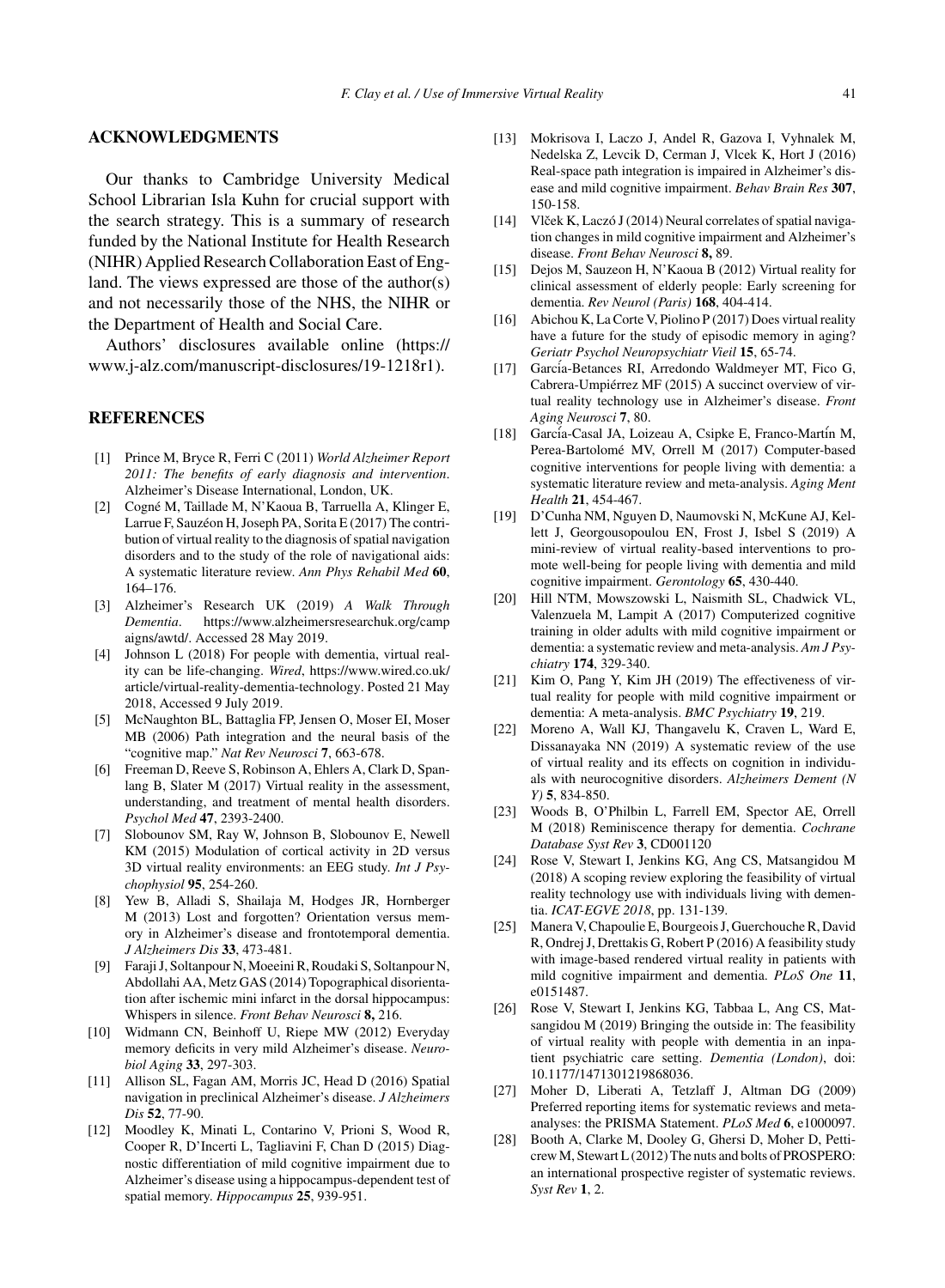## ACKNOWLEDGMENTS

Our thanks to Cambridge University Medical School Librarian Isla Kuhn for crucial support with the search strategy. This is a summary of research funded by the National Institute for Health Research (NIHR) Applied Research Collaboration East of England. The views expressed are those of the author(s) and not necessarily those of the NHS, the NIHR or the Department of Health and Social Care.

Authors' disclosures available online (https://www.j-alz.com/manuscript-disclosures/19-1218r1).

## REFERENCES

[1] Prince M, Bryce R, Ferri C (2011) *World Alzheimer Report 2011: The benefits of early diagnosis and intervention*. Alzheimer's Disease International, London, UK.

[2] Cogné M, Taillade M, N'Kaoua B, Tarruella A, Klinger E, Larrue F, Sauzéon H, Joseph PA, Sorita E (2017) The contribution of virtual reality to the diagnosis of spatial navigation disorders and to the study of the role of navigational aids: A systematic literature review. *Ann Phys Rehabil Med* **60**, 164–176.

[3] Alzheimer's Research UK (2019) *A Walk Through Dementia*. https://www.alzheimersresearchuk.org/campaigns/awtd/. Accessed 28 May 2019.

[4] Johnson L (2018) For people with dementia, virtual reality can be life-changing. *Wired*, https://www.wired.co.uk/article/virtual-reality-dementia-technology. Posted 21 May 2018, Accessed 9 July 2019.

[5] McNaughton BL, Battaglia FP, Jensen O, Moser EI, Moser MB (2006) Path integration and the neural basis of the "cognitive map." *Nat Rev Neurosci* **7**, 663-678.

[6] Freeman D, Reeve S, Robinson A, Ehlers A, Clark D, Spanlang B, Slater M (2017) Virtual reality in the assessment, understanding, and treatment of mental health disorders. *Psychol Med* **47**, 2393-2400.

[7] Slobounov SM, Ray W, Johnson B, Slobounov E, Newell KM (2015) Modulation of cortical activity in 2D versus 3D virtual reality environments: an EEG study. *Int J Psychophysiol* **95**, 254-260.

[8] Yew B, Alladi S, Shailaja M, Hodges JR, Hornberger M (2013) Lost and forgotten? Orientation versus memory in Alzheimer's disease and frontotemporal dementia. *J Alzheimers Dis* **33**, 473-481.

[9] Faraji J, Soltanpour N, Moeeini R, Roudaki S, Soltanpour N, Abdollahi AA, Metz GAS (2014) Topographical disorientation after ischemic mini infarct in the dorsal hippocampus: Whispers in silence. *Front Behav Neurosci* **8,** 216.

[10] Widmann CN, Beinhoff U, Riepe MW (2012) Everyday memory deficits in very mild Alzheimer's disease. *Neurobiol Aging* **33**, 297-303.

[11] Allison SL, Fagan AM, Morris JC, Head D (2016) Spatial navigation in preclinical Alzheimer's disease. *J Alzheimers Dis* **52**, 77-90.

[12] Moodley K, Minati L, Contarino V, Prioni S, Wood R, Cooper R, D'Incerti L, Tagliavini F, Chan D (2015) Diagnostic differentiation of mild cognitive impairment due to Alzheimer's disease using a hippocampus-dependent test of spatial memory. *Hippocampus* **25**, 939-951.

[13] Mokrisova I, Laczo J, Andel R, Gazova I, Vyhnalek M, Nedelska Z, Levcik D, Cerman J, Vlcek K, Hort J (2016) Real-space path integration is impaired in Alzheimer's disease and mild cognitive impairment. *Behav Brain Res* **307**, 150-158.

[14] Vlček K, Laczó J (2014) Neural correlates of spatial navigation changes in mild cognitive impairment and Alzheimer's disease. *Front Behav Neurosci* **8,** 89.

[15] Dejos M, Sauzeon H, N'Kaoua B (2012) Virtual reality for clinical assessment of elderly people: Early screening for dementia. *Rev Neurol (Paris)* **168**, 404-414.

[16] Abichou K, La Corte V, Piolino P (2017) Does virtual reality have a future for the study of episodic memory in aging? *Geriatr Psychol Neuropsychiatr Vieil* **15**, 65-74.

[17] García-Betances RI, Arredondo Waldmeyer MT, Fico G, Cabrera-Umpiérrez MF (2015) A succinct overview of virtual reality technology use in Alzheimer's disease. *Front Aging Neurosci* **7**, 80.

[18] García-Casal JA, Loizeau A, Csipke E, Franco-Martín M, Perea-Bartolomé MV, Orrell M (2017) Computer-based cognitive interventions for people living with dementia: a systematic literature review and meta-analysis. *Aging Ment Health* **21**, 454-467.

[19] D'Cunha NM, Nguyen D, Naumovski N, McKune AJ, Kellett J, Georgousopoulou EN, Frost J, Isbel S (2019) A mini-review of virtual reality-based interventions to promote well-being for people living with dementia and mild cognitive impairment. *Gerontology* **65**, 430-440.

[20] Hill NTM, Mowszowski L, Naismith SL, Chadwick VL, Valenzuela M, Lampit A (2017) Computerized cognitive training in older adults with mild cognitive impairment or dementia: a systematic review and meta-analysis. *Am J Psychiatry* **174**, 329-340.

[21] Kim O, Pang Y, Kim JH (2019) The effectiveness of virtual reality for people with mild cognitive impairment or dementia: A meta-analysis. *BMC Psychiatry* **19**, 219.

[22] Moreno A, Wall KJ, Thangavelu K, Craven L, Ward E, Dissanayaka NN (2019) A systematic review of the use of virtual reality and its effects on cognition in individuals with neurocognitive disorders. *Alzheimers Dement (N Y)* **5**, 834-850.

[23] Woods B, O'Philbin L, Farrell EM, Spector AE, Orrell M (2018) Reminiscence therapy for dementia. *Cochrane Database Syst Rev* **3**, CD001120

[24] Rose V, Stewart I, Jenkins KG, Ang CS, Matsangidou M (2018) A scoping review exploring the feasibility of virtual reality technology use with individuals living with dementia. *ICAT-EGVE 2018*, pp. 131-139.

[25] Manera V, Chapoulie E, Bourgeois J, Guerchouche R, David R, Ondrej J, Drettakis G, Robert P (2016) A feasibility study with image-based rendered virtual reality in patients with mild cognitive impairment and dementia. *PLoS One* **11**, e0151487.

[26] Rose V, Stewart I, Jenkins KG, Tabbaa L, Ang CS, Matsangidou M (2019) Bringing the outside in: The feasibility of virtual reality with people with dementia in an inpatient psychiatric care setting. *Dementia (London)*, doi: 10.1177/1471301219868036.

[27] Moher D, Liberati A, Tetzlaff J, Altman DG (2009) Preferred reporting items for systematic reviews and meta-analyses: the PRISMA Statement. *PLoS Med* **6**, e1000097.

[28] Booth A, Clarke M, Dooley G, Ghersi D, Moher D, Petticrew M, Stewart L (2012) The nuts and bolts of PROSPERO: an international prospective register of systematic reviews. *Syst Rev* **1**, 2.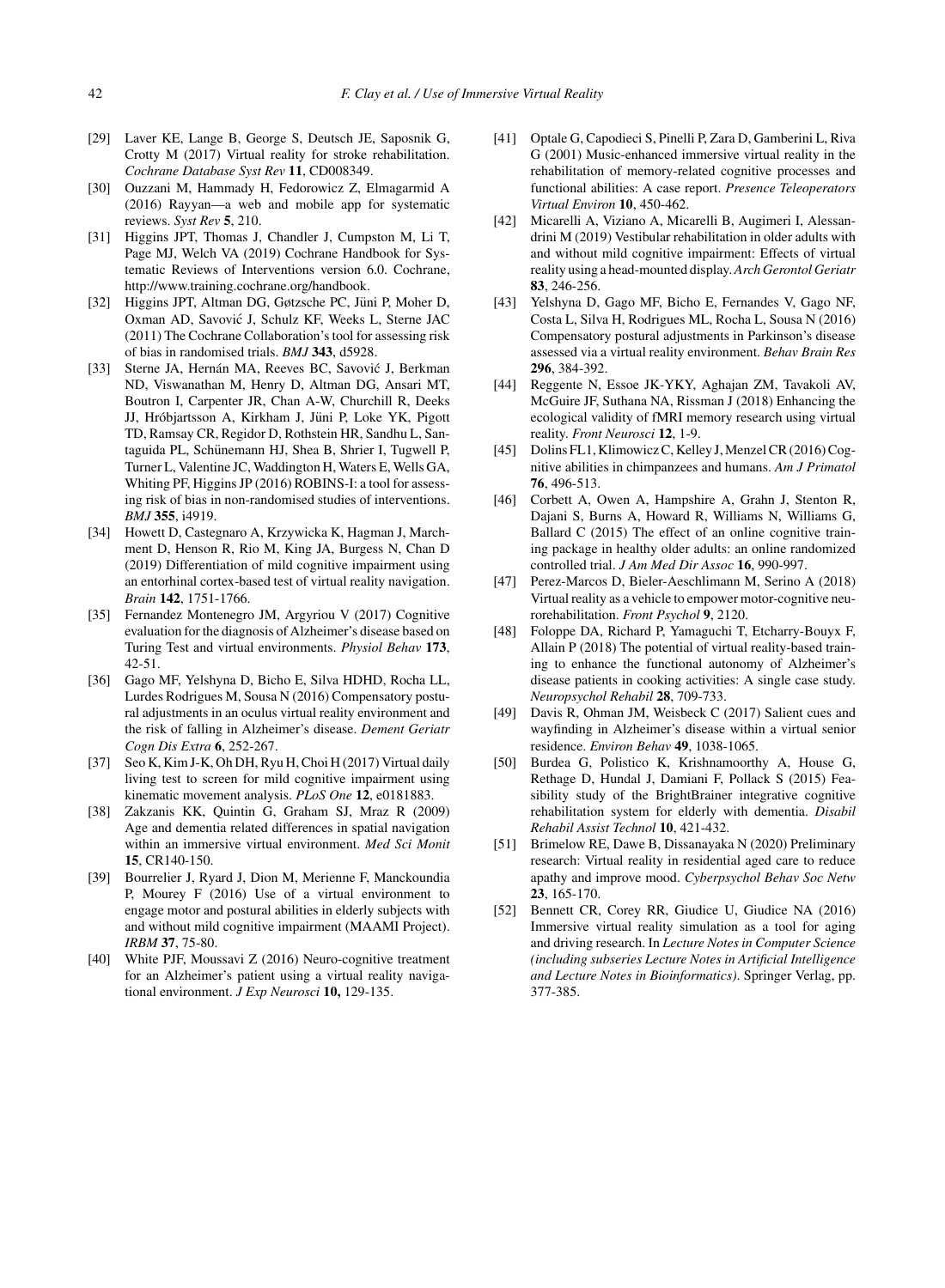[29] Laver KE, Lange B, George S, Deutsch JE, Saposnik G, Crotty M (2017) Virtual reality for stroke rehabilitation. *Cochrane Database Syst Rev* **11**, CD008349.

[30] Ouzzani M, Hammady H, Fedorowicz Z, Elmagarmid A (2016) Rayyan—a web and mobile app for systematic reviews. *Syst Rev* **5**, 210.

[31] Higgins JPT, Thomas J, Chandler J, Cumpston M, Li T, Page MJ, Welch VA (2019) Cochrane Handbook for Systematic Reviews of Interventions version 6.0. Cochrane, http://www.training.cochrane.org/handbook.

[32] Higgins JPT, Altman DG, Gøtzsche PC, Jüni P, Moher D, Oxman AD, Savović J, Schulz KF, Weeks L, Sterne JAC (2011) The Cochrane Collaboration's tool for assessing risk of bias in randomised trials. *BMJ* **343**, d5928.

[33] Sterne JA, Hernán MA, Reeves BC, Savović J, Berkman ND, Viswanathan M, Henry D, Altman DG, Ansari MT, Boutron I, Carpenter JR, Chan A-W, Churchill R, Deeks JJ, Hróbjartsson A, Kirkham J, Jüni P, Loke YK, Pigott TD, Ramsay CR, Regidor D, Rothstein HR, Sandhu L, Santaguida PL, Schünemann HJ, Shea B, Shrier I, Tugwell P, Turner L, Valentine JC, Waddington H, Waters E, Wells GA, Whiting PF, Higgins JP (2016) ROBINS-I: a tool for assessing risk of bias in non-randomised studies of interventions. *BMJ* **355**, i4919.

[34] Howett D, Castegnaro A, Krzywicka K, Hagman J, Marchment D, Henson R, Rio M, King JA, Burgess N, Chan D (2019) Differentiation of mild cognitive impairment using an entorhinal cortex-based test of virtual reality navigation. *Brain* **142**, 1751-1766.

[35] Fernandez Montenegro JM, Argyriou V (2017) Cognitive evaluation for the diagnosis of Alzheimer's disease based on Turing Test and virtual environments. *Physiol Behav* **173**, 42-51.

[36] Gago MF, Yelshyna D, Bicho E, Silva HDHD, Rocha LL, Lurdes Rodrigues M, Sousa N (2016) Compensatory postural adjustments in an oculus virtual reality environment and the risk of falling in Alzheimer's disease. *Dement Geriatr Cogn Dis Extra* **6**, 252-267.

[37] Seo K, Kim J-K, Oh DH, Ryu H, Choi H (2017) Virtual daily living test to screen for mild cognitive impairment using kinematic movement analysis. *PLoS One* **12**, e0181883.

[38] Zakzanis KK, Quintin G, Graham SJ, Mraz R (2009) Age and dementia related differences in spatial navigation within an immersive virtual environment. *Med Sci Monit* **15**, CR140-150.

[39] Bourrelier J, Ryard J, Dion M, Merienne F, Manckoundia P, Mourey F (2016) Use of a virtual environment to engage motor and postural abilities in elderly subjects with and without mild cognitive impairment (MAAMI Project). *IRBM* **37**, 75-80.

[40] White PJF, Moussavi Z (2016) Neuro-cognitive treatment for an Alzheimer's patient using a virtual reality navigational environment. *J Exp Neurosci* **10,** 129-135.

[41] Optale G, Capodieci S, Pinelli P, Zara D, Gamberini L, Riva G (2001) Music-enhanced immersive virtual reality in the rehabilitation of memory-related cognitive processes and functional abilities: A case report. *Presence Teleoperators Virtual Environ* **10**, 450-462.

[42] Micarelli A, Viziano A, Micarelli B, Augimeri I, Alessandrini M (2019) Vestibular rehabilitation in older adults with and without mild cognitive impairment: Effects of virtual reality using a head-mounted display. *Arch Gerontol Geriatr* **83**, 246-256.

[43] Yelshyna D, Gago MF, Bicho E, Fernandes V, Gago NF, Costa L, Silva H, Rodrigues ML, Rocha L, Sousa N (2016) Compensatory postural adjustments in Parkinson's disease assessed via a virtual reality environment. *Behav Brain Res* **296**, 384-392.

[44] Reggente N, Essoe JK-YKY, Aghajan ZM, Tavakoli AV, McGuire JF, Suthana NA, Rissman J (2018) Enhancing the ecological validity of fMRI memory research using virtual reality. *Front Neurosci* **12**, 1-9.

[45] Dolins FL1, Klimowicz C, Kelley J, Menzel CR (2016) Cognitive abilities in chimpanzees and humans. *Am J Primatol* **76**, 496-513.

[46] Corbett A, Owen A, Hampshire A, Grahn J, Stenton R, Dajani S, Burns A, Howard R, Williams N, Williams G, Ballard C (2015) The effect of an online cognitive training package in healthy older adults: an online randomized controlled trial. *J Am Med Dir Assoc* **16**, 990-997.

[47] Perez-Marcos D, Bieler-Aeschlimann M, Serino A (2018) Virtual reality as a vehicle to empower motor-cognitive neurorehabilitation. *Front Psychol* **9**, 2120.

[48] Foloppe DA, Richard P, Yamaguchi T, Etcharry-Bouyx F, Allain P (2018) The potential of virtual reality-based training to enhance the functional autonomy of Alzheimer's disease patients in cooking activities: A single case study. *Neuropsychol Rehabil* **28**, 709-733.

[49] Davis R, Ohman JM, Weisbeck C (2017) Salient cues and wayfinding in Alzheimer's disease within a virtual senior residence. *Environ Behav* **49**, 1038-1065.

[50] Burdea G, Polistico K, Krishnamoorthy A, House G, Rethage D, Hundal J, Damiani F, Pollack S (2015) Feasibility study of the BrightBrainer integrative cognitive rehabilitation system for elderly with dementia. *Disabil Rehabil Assist Technol* **10**, 421-432.

[51] Brimelow RE, Dawe B, Dissanayaka N (2020) Preliminary research: Virtual reality in residential aged care to reduce apathy and improve mood. *Cyberpsychol Behav Soc Netw* **23**, 165-170.

[52] Bennett CR, Corey RR, Giudice U, Giudice NA (2016) Immersive virtual reality simulation as a tool for aging and driving research. In *Lecture Notes in Computer Science (including subseries Lecture Notes in Artificial Intelligence and Lecture Notes in Bioinformatics)*. Springer Verlag, pp. 377-385.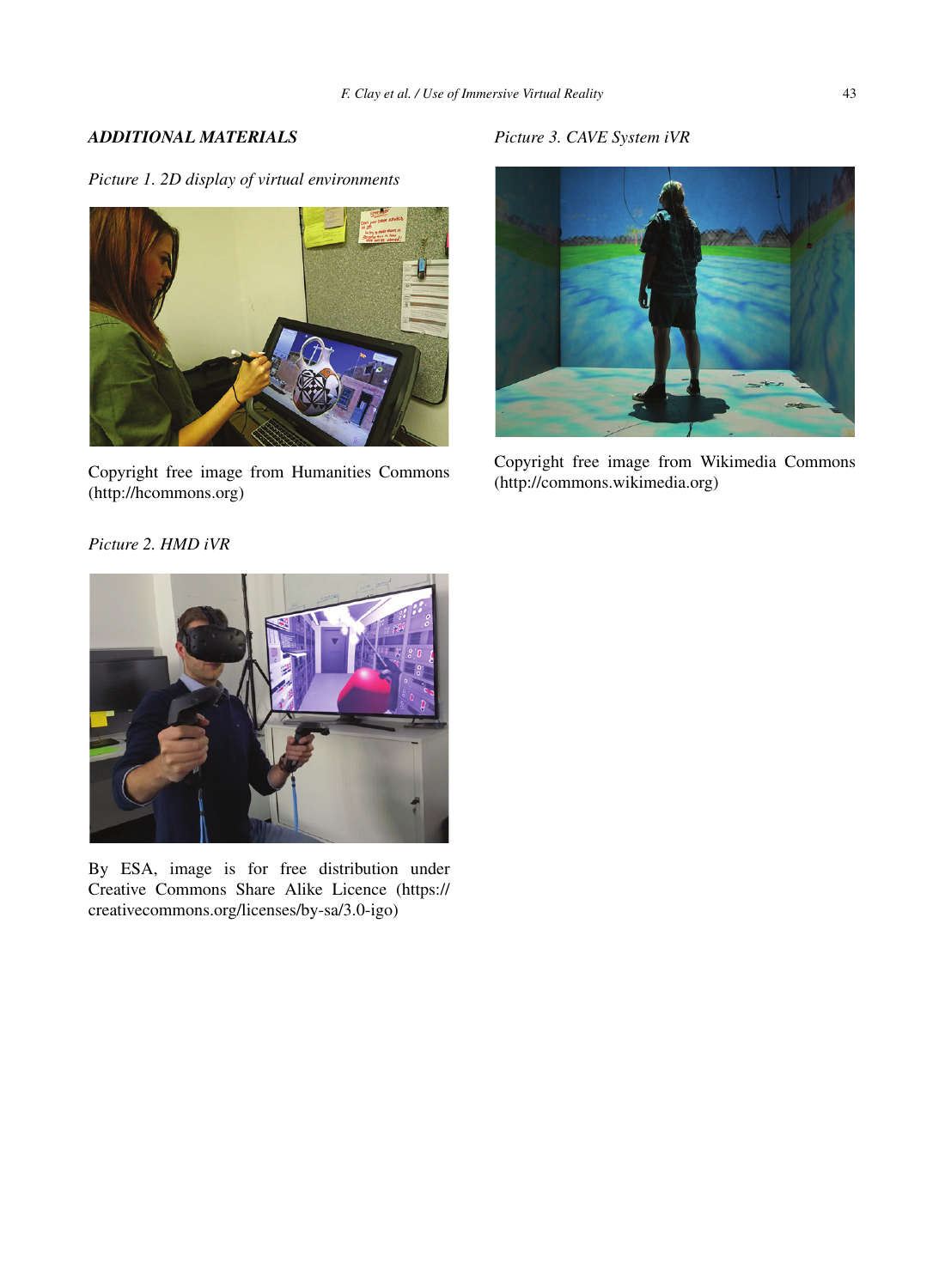## *ADDITIONAL MATERIALS*

*Picture 1. 2D display of virtual environments*

Copyright free image from Humanities Commons (http://hcommons.org)

*Picture 2. HMD iVR*

By ESA, image is for free distribution under Creative Commons Share Alike Licence (https://creativecommons.org/licenses/by-sa/3.0-igo)

*Picture 3. CAVE System iVR*

Copyright free image from Wikimedia Commons (http://commons.wikimedia.org)